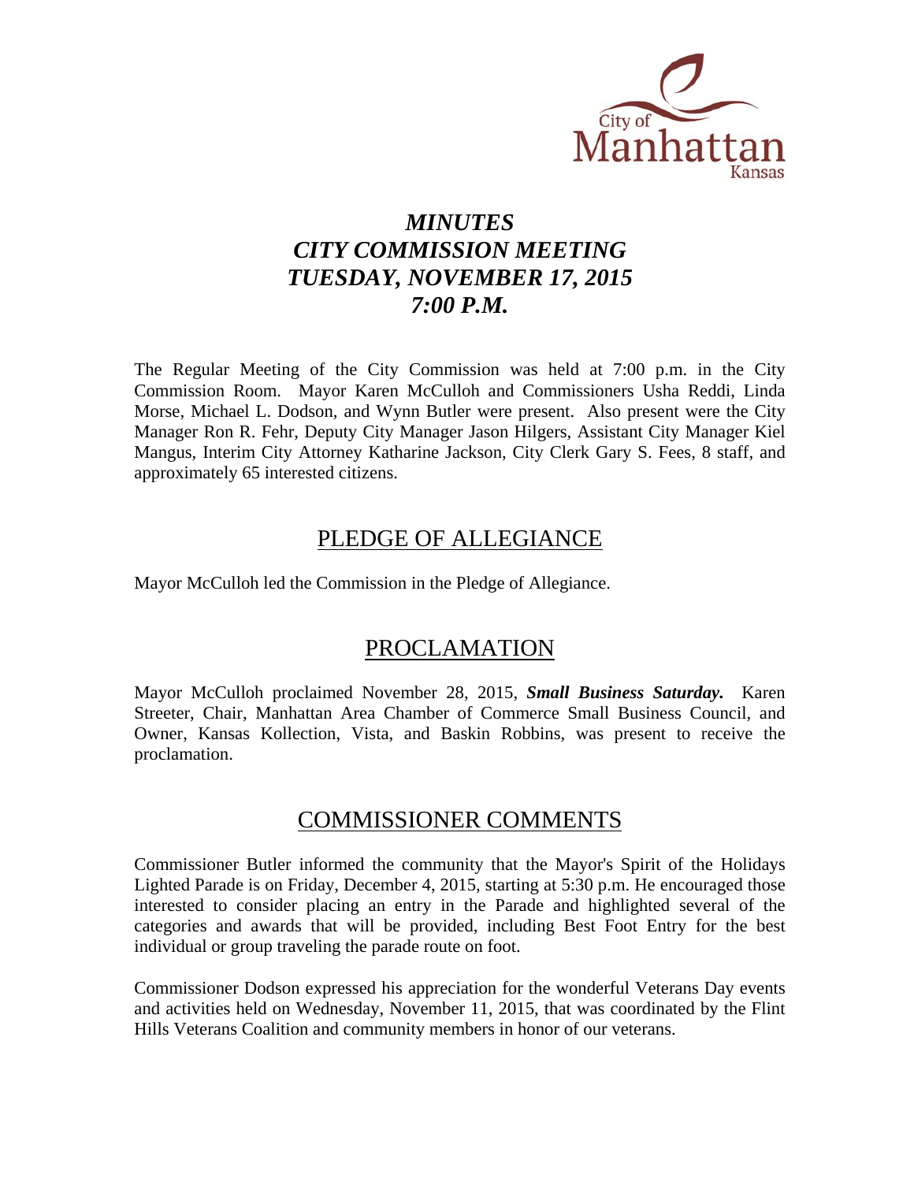City of Manhattan Kansas

# *MINUTES*
# *CITY COMMISSION MEETING*
# *TUESDAY, NOVEMBER 17, 2015*
# *7:00 P.M.*

The Regular Meeting of the City Commission was held at 7:00 p.m. in the City Commission Room. Mayor Karen McCulloh and Commissioners Usha Reddi, Linda Morse, Michael L. Dodson, and Wynn Butler were present. Also present were the City Manager Ron R. Fehr, Deputy City Manager Jason Hilgers, Assistant City Manager Kiel Mangus, Interim City Attorney Katharine Jackson, City Clerk Gary S. Fees, 8 staff, and approximately 65 interested citizens.

## PLEDGE OF ALLEGIANCE

Mayor McCulloh led the Commission in the Pledge of Allegiance.

## PROCLAMATION

Mayor McCulloh proclaimed November 28, 2015, ***Small Business Saturday.*** Karen Streeter, Chair, Manhattan Area Chamber of Commerce Small Business Council, and Owner, Kansas Kollection, Vista, and Baskin Robbins, was present to receive the proclamation.

## COMMISSIONER COMMENTS

Commissioner Butler informed the community that the Mayor's Spirit of the Holidays Lighted Parade is on Friday, December 4, 2015, starting at 5:30 p.m. He encouraged those interested to consider placing an entry in the Parade and highlighted several of the categories and awards that will be provided, including Best Foot Entry for the best individual or group traveling the parade route on foot.

Commissioner Dodson expressed his appreciation for the wonderful Veterans Day events and activities held on Wednesday, November 11, 2015, that was coordinated by the Flint Hills Veterans Coalition and community members in honor of our veterans.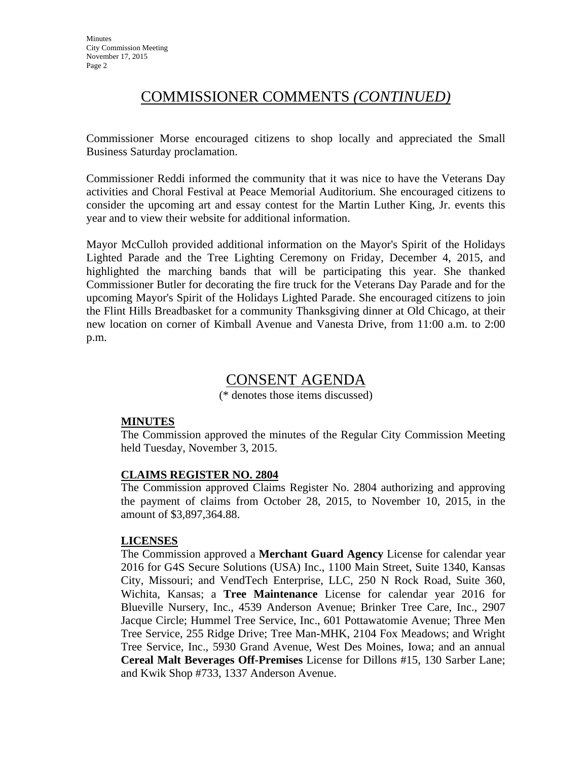## COMMISSIONER COMMENTS *(CONTINUED)*

Commissioner Morse encouraged citizens to shop locally and appreciated the Small Business Saturday proclamation.

Commissioner Reddi informed the community that it was nice to have the Veterans Day activities and Choral Festival at Peace Memorial Auditorium. She encouraged citizens to consider the upcoming art and essay contest for the Martin Luther King, Jr. events this year and to view their website for additional information.

Mayor McCulloh provided additional information on the Mayor's Spirit of the Holidays Lighted Parade and the Tree Lighting Ceremony on Friday, December 4, 2015, and highlighted the marching bands that will be participating this year. She thanked Commissioner Butler for decorating the fire truck for the Veterans Day Parade and for the upcoming Mayor's Spirit of the Holidays Lighted Parade. She encouraged citizens to join the Flint Hills Breadbasket for a community Thanksgiving dinner at Old Chicago, at their new location on corner of Kimball Avenue and Vanesta Drive, from 11:00 a.m. to 2:00 p.m.

## CONSENT AGENDA

(* denotes those items discussed)

**MINUTES**

The Commission approved the minutes of the Regular City Commission Meeting held Tuesday, November 3, 2015.

**CLAIMS REGISTER NO. 2804**

The Commission approved Claims Register No. 2804 authorizing and approving the payment of claims from October 28, 2015, to November 10, 2015, in the amount of $3,897,364.88.

**LICENSES**

The Commission approved a **Merchant Guard Agency** License for calendar year 2016 for G4S Secure Solutions (USA) Inc., 1100 Main Street, Suite 1340, Kansas City, Missouri; and VendTech Enterprise, LLC, 250 N Rock Road, Suite 360, Wichita, Kansas; a **Tree Maintenance** License for calendar year 2016 for Blueville Nursery, Inc., 4539 Anderson Avenue; Brinker Tree Care, Inc., 2907 Jacque Circle; Hummel Tree Service, Inc., 601 Pottawatomie Avenue; Three Men Tree Service, 255 Ridge Drive; Tree Man-MHK, 2104 Fox Meadows; and Wright Tree Service, Inc., 5930 Grand Avenue, West Des Moines, Iowa; and an annual **Cereal Malt Beverages Off-Premises** License for Dillons #15, 130 Sarber Lane; and Kwik Shop #733, 1337 Anderson Avenue.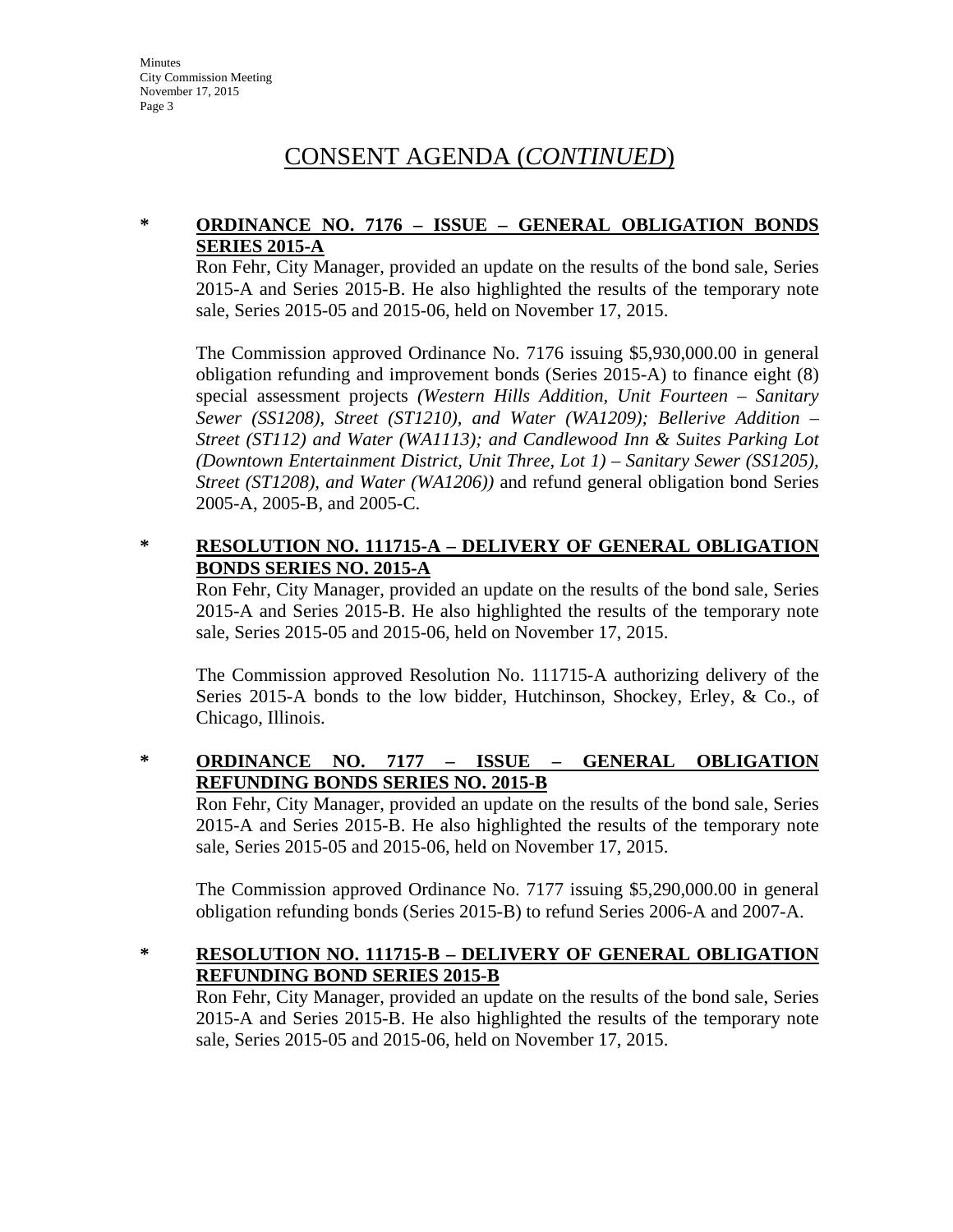# CONSENT AGENDA (*CONTINUED*)

\* **ORDINANCE NO. 7176 – ISSUE – GENERAL OBLIGATION BONDS SERIES 2015-A**

Ron Fehr, City Manager, provided an update on the results of the bond sale, Series 2015-A and Series 2015-B. He also highlighted the results of the temporary note sale, Series 2015-05 and 2015-06, held on November 17, 2015.

The Commission approved Ordinance No. 7176 issuing $5,930,000.00 in general obligation refunding and improvement bonds (Series 2015-A) to finance eight (8) special assessment projects *(Western Hills Addition, Unit Fourteen – Sanitary Sewer (SS1208), Street (ST1210), and Water (WA1209); Bellerive Addition – Street (ST112) and Water (WA1113); and Candlewood Inn & Suites Parking Lot (Downtown Entertainment District, Unit Three, Lot 1) – Sanitary Sewer (SS1205), Street (ST1208), and Water (WA1206))* and refund general obligation bond Series 2005-A, 2005-B, and 2005-C.

\* **RESOLUTION NO. 111715-A – DELIVERY OF GENERAL OBLIGATION BONDS SERIES NO. 2015-A**

Ron Fehr, City Manager, provided an update on the results of the bond sale, Series 2015-A and Series 2015-B. He also highlighted the results of the temporary note sale, Series 2015-05 and 2015-06, held on November 17, 2015.

The Commission approved Resolution No. 111715-A authorizing delivery of the Series 2015-A bonds to the low bidder, Hutchinson, Shockey, Erley, & Co., of Chicago, Illinois.

\* **ORDINANCE NO. 7177 – ISSUE – GENERAL OBLIGATION REFUNDING BONDS SERIES NO. 2015-B**

Ron Fehr, City Manager, provided an update on the results of the bond sale, Series 2015-A and Series 2015-B. He also highlighted the results of the temporary note sale, Series 2015-05 and 2015-06, held on November 17, 2015.

The Commission approved Ordinance No. 7177 issuing $5,290,000.00 in general obligation refunding bonds (Series 2015-B) to refund Series 2006-A and 2007-A.

\* **RESOLUTION NO. 111715-B – DELIVERY OF GENERAL OBLIGATION REFUNDING BOND SERIES 2015-B**

Ron Fehr, City Manager, provided an update on the results of the bond sale, Series 2015-A and Series 2015-B. He also highlighted the results of the temporary note sale, Series 2015-05 and 2015-06, held on November 17, 2015.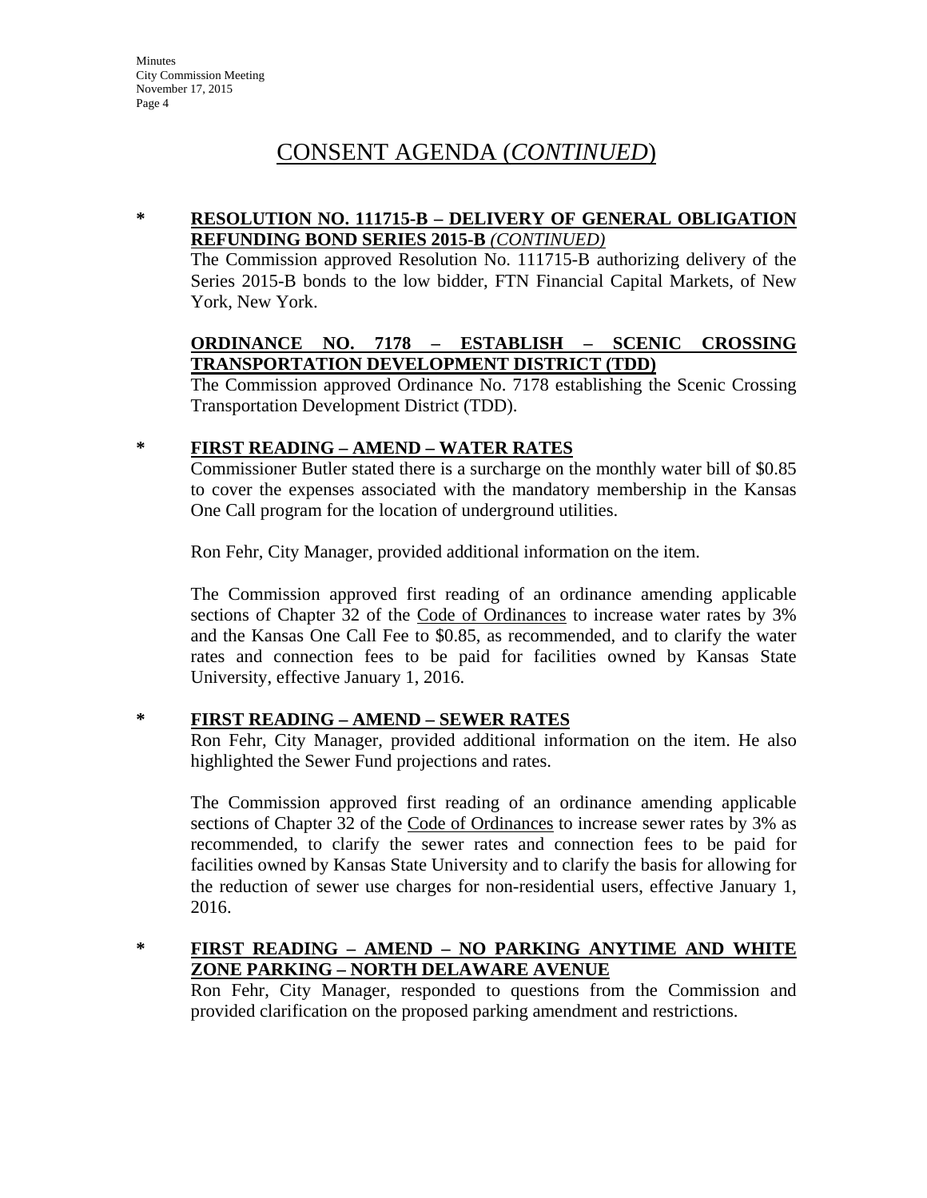# CONSENT AGENDA (*CONTINUED*)

**\* RESOLUTION NO. 111715-B – DELIVERY OF GENERAL OBLIGATION REFUNDING BOND SERIES 2015-B *(CONTINUED)***

The Commission approved Resolution No. 111715-B authorizing delivery of the Series 2015-B bonds to the low bidder, FTN Financial Capital Markets, of New York, New York.

**ORDINANCE NO. 7178 – ESTABLISH – SCENIC CROSSING TRANSPORTATION DEVELOPMENT DISTRICT (TDD)**

The Commission approved Ordinance No. 7178 establishing the Scenic Crossing Transportation Development District (TDD).

**\* FIRST READING – AMEND – WATER RATES**

Commissioner Butler stated there is a surcharge on the monthly water bill of $0.85 to cover the expenses associated with the mandatory membership in the Kansas One Call program for the location of underground utilities.

Ron Fehr, City Manager, provided additional information on the item.

The Commission approved first reading of an ordinance amending applicable sections of Chapter 32 of the Code of Ordinances to increase water rates by 3% and the Kansas One Call Fee to $0.85, as recommended, and to clarify the water rates and connection fees to be paid for facilities owned by Kansas State University, effective January 1, 2016.

**\* FIRST READING – AMEND – SEWER RATES**

Ron Fehr, City Manager, provided additional information on the item. He also highlighted the Sewer Fund projections and rates.

The Commission approved first reading of an ordinance amending applicable sections of Chapter 32 of the Code of Ordinances to increase sewer rates by 3% as recommended, to clarify the sewer rates and connection fees to be paid for facilities owned by Kansas State University and to clarify the basis for allowing for the reduction of sewer use charges for non-residential users, effective January 1, 2016.

**\* FIRST READING – AMEND – NO PARKING ANYTIME AND WHITE ZONE PARKING – NORTH DELAWARE AVENUE**

Ron Fehr, City Manager, responded to questions from the Commission and provided clarification on the proposed parking amendment and restrictions.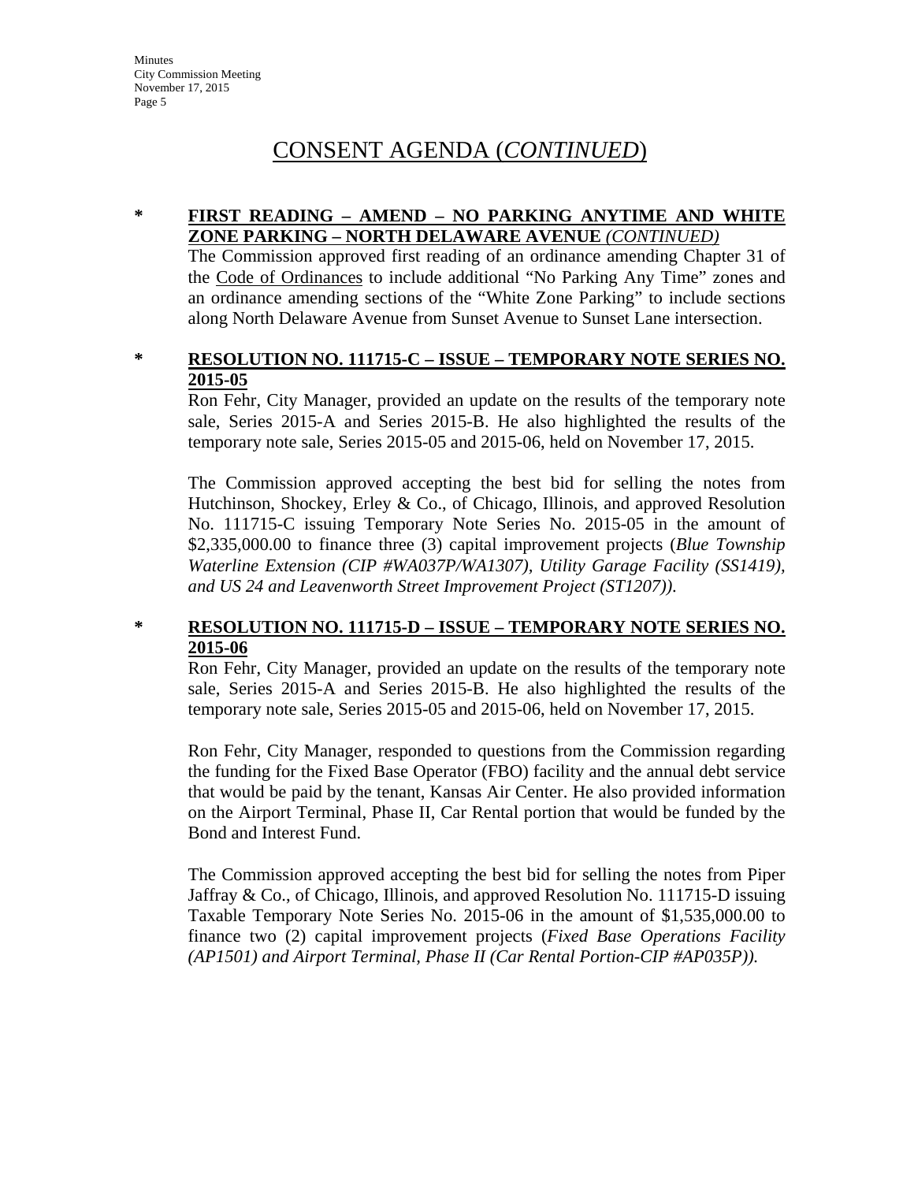# CONSENT AGENDA (*CONTINUED*)

**\* FIRST READING – AMEND – NO PARKING ANYTIME AND WHITE ZONE PARKING – NORTH DELAWARE AVENUE** *(CONTINUED)*

The Commission approved first reading of an ordinance amending Chapter 31 of the Code of Ordinances to include additional "No Parking Any Time" zones and an ordinance amending sections of the "White Zone Parking" to include sections along North Delaware Avenue from Sunset Avenue to Sunset Lane intersection.

**\* RESOLUTION NO. 111715-C – ISSUE – TEMPORARY NOTE SERIES NO. 2015-05**

Ron Fehr, City Manager, provided an update on the results of the temporary note sale, Series 2015-A and Series 2015-B. He also highlighted the results of the temporary note sale, Series 2015-05 and 2015-06, held on November 17, 2015.

The Commission approved accepting the best bid for selling the notes from Hutchinson, Shockey, Erley & Co., of Chicago, Illinois, and approved Resolution No. 111715-C issuing Temporary Note Series No. 2015-05 in the amount of $2,335,000.00 to finance three (3) capital improvement projects (*Blue Township Waterline Extension (CIP #WA037P/WA1307), Utility Garage Facility (SS1419), and US 24 and Leavenworth Street Improvement Project (ST1207)*).

**\* RESOLUTION NO. 111715-D – ISSUE – TEMPORARY NOTE SERIES NO. 2015-06**

Ron Fehr, City Manager, provided an update on the results of the temporary note sale, Series 2015-A and Series 2015-B. He also highlighted the results of the temporary note sale, Series 2015-05 and 2015-06, held on November 17, 2015.

Ron Fehr, City Manager, responded to questions from the Commission regarding the funding for the Fixed Base Operator (FBO) facility and the annual debt service that would be paid by the tenant, Kansas Air Center. He also provided information on the Airport Terminal, Phase II, Car Rental portion that would be funded by the Bond and Interest Fund.

The Commission approved accepting the best bid for selling the notes from Piper Jaffray & Co., of Chicago, Illinois, and approved Resolution No. 111715-D issuing Taxable Temporary Note Series No. 2015-06 in the amount of $1,535,000.00 to finance two (2) capital improvement projects (*Fixed Base Operations Facility (AP1501) and Airport Terminal, Phase II (Car Rental Portion-CIP #AP035P)).*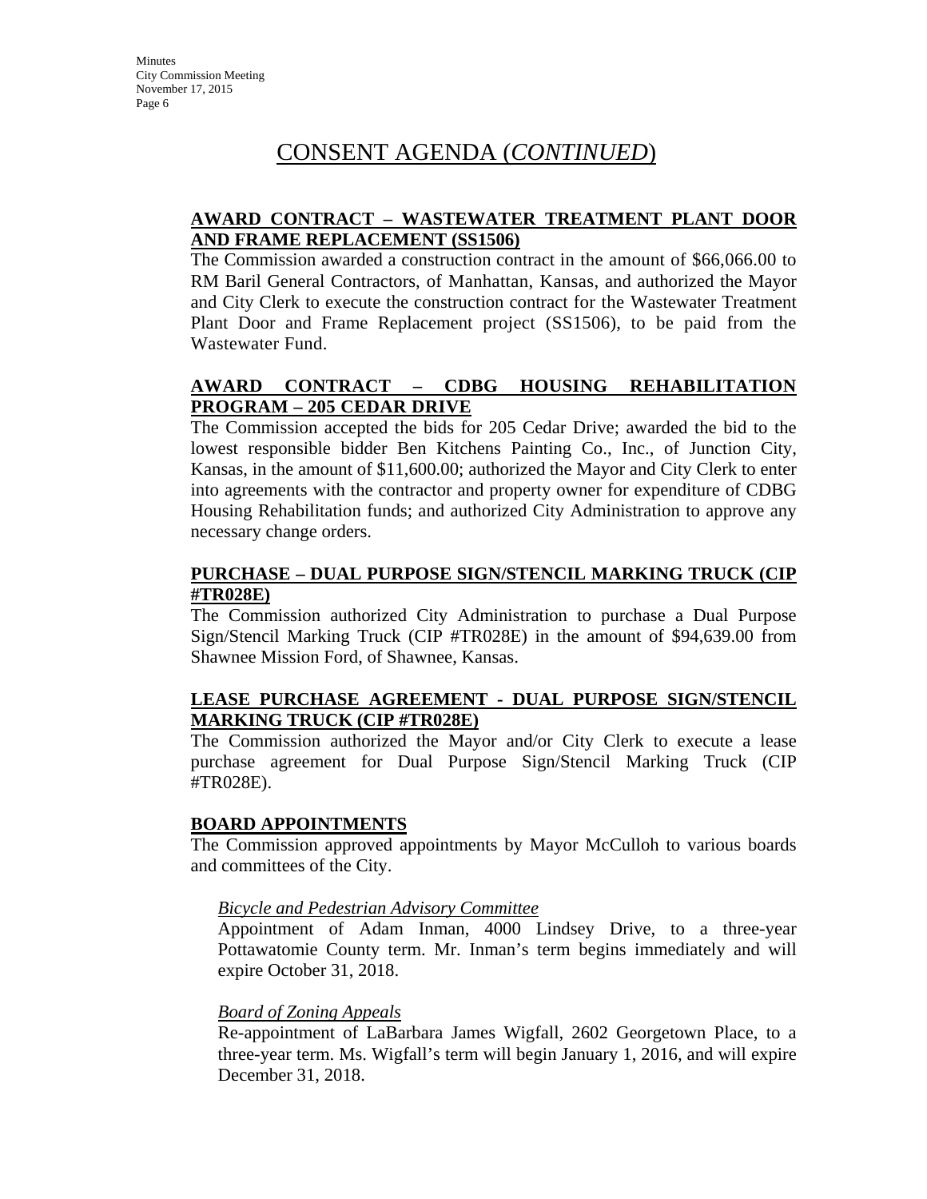# CONSENT AGENDA (*CONTINUED*)

**AWARD CONTRACT – WASTEWATER TREATMENT PLANT DOOR AND FRAME REPLACEMENT (SS1506)**

The Commission awarded a construction contract in the amount of $66,066.00 to RM Baril General Contractors, of Manhattan, Kansas, and authorized the Mayor and City Clerk to execute the construction contract for the Wastewater Treatment Plant Door and Frame Replacement project (SS1506), to be paid from the Wastewater Fund.

**AWARD CONTRACT – CDBG HOUSING REHABILITATION PROGRAM – 205 CEDAR DRIVE**

The Commission accepted the bids for 205 Cedar Drive; awarded the bid to the lowest responsible bidder Ben Kitchens Painting Co., Inc., of Junction City, Kansas, in the amount of $11,600.00; authorized the Mayor and City Clerk to enter into agreements with the contractor and property owner for expenditure of CDBG Housing Rehabilitation funds; and authorized City Administration to approve any necessary change orders.

**PURCHASE – DUAL PURPOSE SIGN/STENCIL MARKING TRUCK (CIP #TR028E)**

The Commission authorized City Administration to purchase a Dual Purpose Sign/Stencil Marking Truck (CIP #TR028E) in the amount of $94,639.00 from Shawnee Mission Ford, of Shawnee, Kansas.

**LEASE PURCHASE AGREEMENT - DUAL PURPOSE SIGN/STENCIL MARKING TRUCK (CIP #TR028E)**

The Commission authorized the Mayor and/or City Clerk to execute a lease purchase agreement for Dual Purpose Sign/Stencil Marking Truck (CIP #TR028E).

**BOARD APPOINTMENTS**

The Commission approved appointments by Mayor McCulloh to various boards and committees of the City.

*Bicycle and Pedestrian Advisory Committee*

Appointment of Adam Inman, 4000 Lindsey Drive, to a three-year Pottawatomie County term. Mr. Inman's term begins immediately and will expire October 31, 2018.

*Board of Zoning Appeals*

Re-appointment of LaBarbara James Wigfall, 2602 Georgetown Place, to a three-year term. Ms. Wigfall's term will begin January 1, 2016, and will expire December 31, 2018.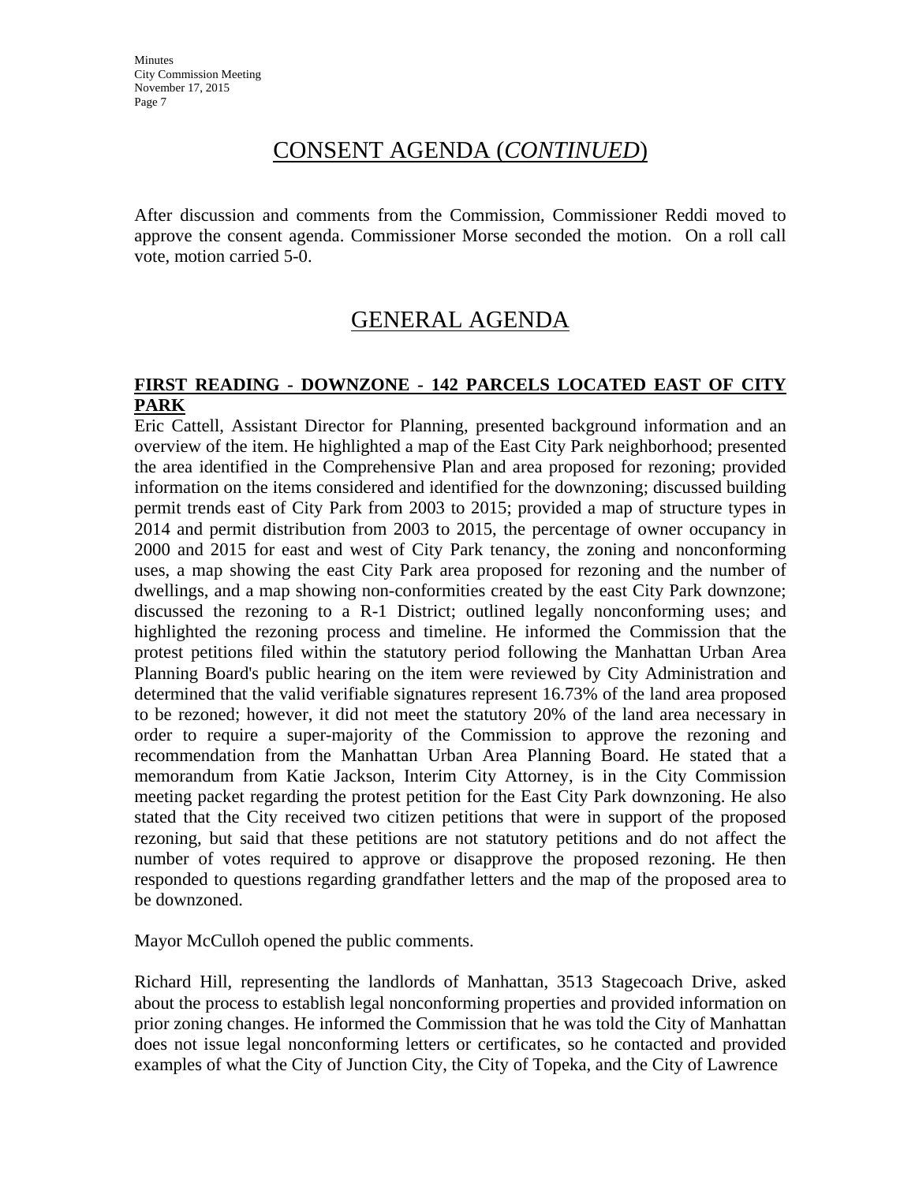## CONSENT AGENDA (*CONTINUED*)

After discussion and comments from the Commission, Commissioner Reddi moved to approve the consent agenda. Commissioner Morse seconded the motion. On a roll call vote, motion carried 5-0.

## GENERAL AGENDA

**FIRST READING - DOWNZONE - 142 PARCELS LOCATED EAST OF CITY PARK**

Eric Cattell, Assistant Director for Planning, presented background information and an overview of the item. He highlighted a map of the East City Park neighborhood; presented the area identified in the Comprehensive Plan and area proposed for rezoning; provided information on the items considered and identified for the downzoning; discussed building permit trends east of City Park from 2003 to 2015; provided a map of structure types in 2014 and permit distribution from 2003 to 2015, the percentage of owner occupancy in 2000 and 2015 for east and west of City Park tenancy, the zoning and nonconforming uses, a map showing the east City Park area proposed for rezoning and the number of dwellings, and a map showing non-conformities created by the east City Park downzone; discussed the rezoning to a R-1 District; outlined legally nonconforming uses; and highlighted the rezoning process and timeline. He informed the Commission that the protest petitions filed within the statutory period following the Manhattan Urban Area Planning Board's public hearing on the item were reviewed by City Administration and determined that the valid verifiable signatures represent 16.73% of the land area proposed to be rezoned; however, it did not meet the statutory 20% of the land area necessary in order to require a super-majority of the Commission to approve the rezoning and recommendation from the Manhattan Urban Area Planning Board. He stated that a memorandum from Katie Jackson, Interim City Attorney, is in the City Commission meeting packet regarding the protest petition for the East City Park downzoning. He also stated that the City received two citizen petitions that were in support of the proposed rezoning, but said that these petitions are not statutory petitions and do not affect the number of votes required to approve or disapprove the proposed rezoning. He then responded to questions regarding grandfather letters and the map of the proposed area to be downzoned.

Mayor McCulloh opened the public comments.

Richard Hill, representing the landlords of Manhattan, 3513 Stagecoach Drive, asked about the process to establish legal nonconforming properties and provided information on prior zoning changes. He informed the Commission that he was told the City of Manhattan does not issue legal nonconforming letters or certificates, so he contacted and provided examples of what the City of Junction City, the City of Topeka, and the City of Lawrence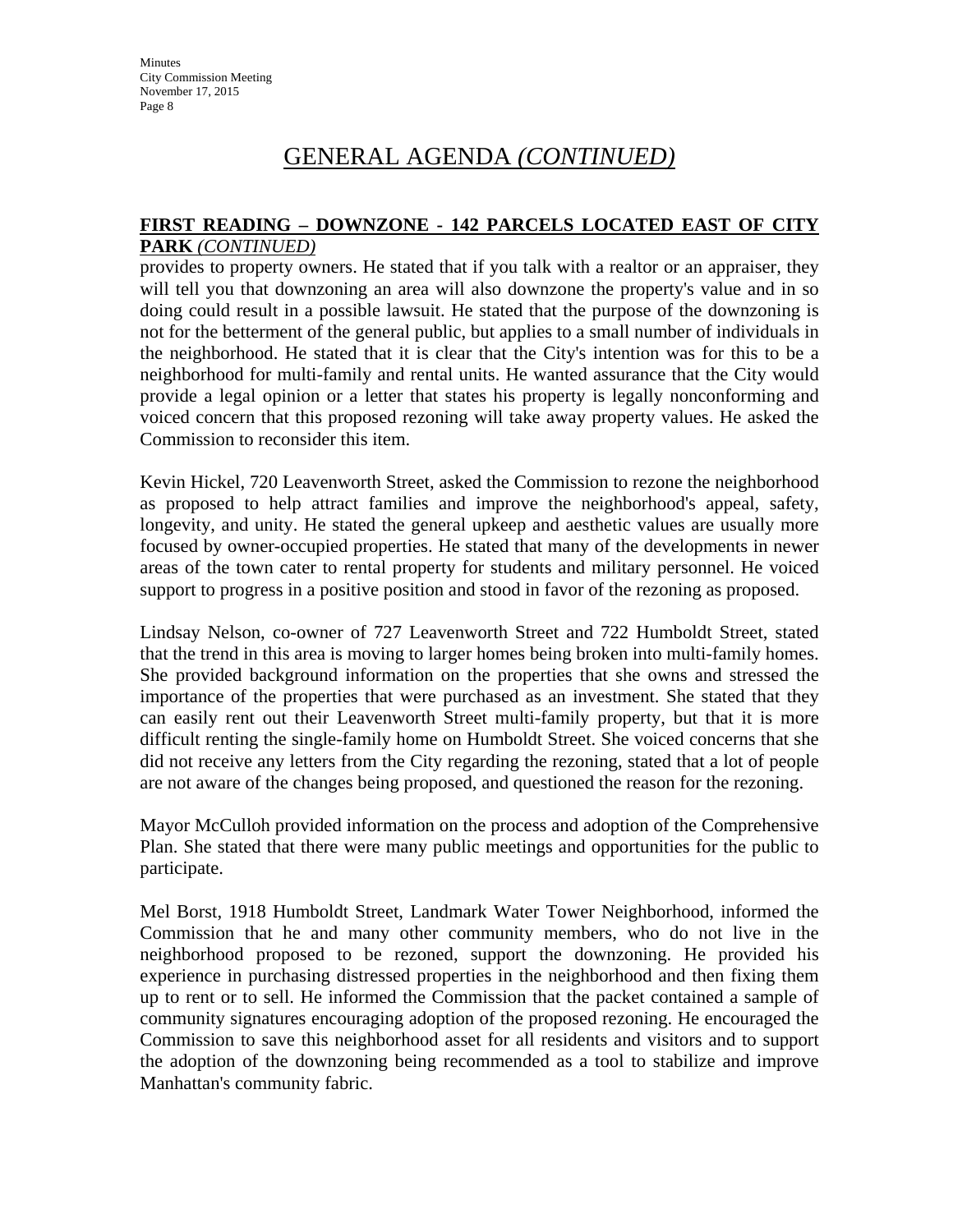# GENERAL AGENDA *(CONTINUED)*

**FIRST READING – DOWNZONE - 142 PARCELS LOCATED EAST OF CITY PARK** *(CONTINUED)*

provides to property owners. He stated that if you talk with a realtor or an appraiser, they will tell you that downzoning an area will also downzone the property's value and in so doing could result in a possible lawsuit. He stated that the purpose of the downzoning is not for the betterment of the general public, but applies to a small number of individuals in the neighborhood. He stated that it is clear that the City's intention was for this to be a neighborhood for multi-family and rental units. He wanted assurance that the City would provide a legal opinion or a letter that states his property is legally nonconforming and voiced concern that this proposed rezoning will take away property values. He asked the Commission to reconsider this item.

Kevin Hickel, 720 Leavenworth Street, asked the Commission to rezone the neighborhood as proposed to help attract families and improve the neighborhood's appeal, safety, longevity, and unity. He stated the general upkeep and aesthetic values are usually more focused by owner-occupied properties. He stated that many of the developments in newer areas of the town cater to rental property for students and military personnel. He voiced support to progress in a positive position and stood in favor of the rezoning as proposed.

Lindsay Nelson, co-owner of 727 Leavenworth Street and 722 Humboldt Street, stated that the trend in this area is moving to larger homes being broken into multi-family homes. She provided background information on the properties that she owns and stressed the importance of the properties that were purchased as an investment. She stated that they can easily rent out their Leavenworth Street multi-family property, but that it is more difficult renting the single-family home on Humboldt Street. She voiced concerns that she did not receive any letters from the City regarding the rezoning, stated that a lot of people are not aware of the changes being proposed, and questioned the reason for the rezoning.

Mayor McCulloh provided information on the process and adoption of the Comprehensive Plan. She stated that there were many public meetings and opportunities for the public to participate.

Mel Borst, 1918 Humboldt Street, Landmark Water Tower Neighborhood, informed the Commission that he and many other community members, who do not live in the neighborhood proposed to be rezoned, support the downzoning. He provided his experience in purchasing distressed properties in the neighborhood and then fixing them up to rent or to sell. He informed the Commission that the packet contained a sample of community signatures encouraging adoption of the proposed rezoning. He encouraged the Commission to save this neighborhood asset for all residents and visitors and to support the adoption of the downzoning being recommended as a tool to stabilize and improve Manhattan's community fabric.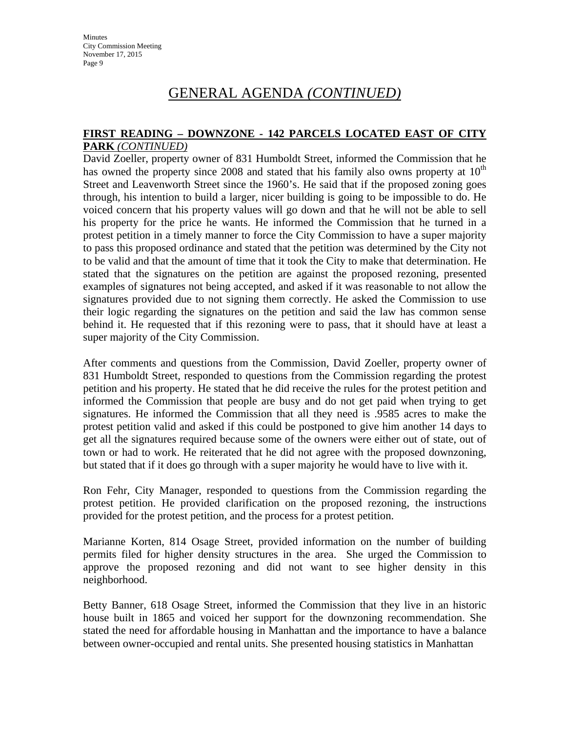# GENERAL AGENDA *(CONTINUED)*

**FIRST READING – DOWNZONE - 142 PARCELS LOCATED EAST OF CITY PARK** *(CONTINUED)*

David Zoeller, property owner of 831 Humboldt Street, informed the Commission that he has owned the property since 2008 and stated that his family also owns property at 10th Street and Leavenworth Street since the 1960's. He said that if the proposed zoning goes through, his intention to build a larger, nicer building is going to be impossible to do. He voiced concern that his property values will go down and that he will not be able to sell his property for the price he wants. He informed the Commission that he turned in a protest petition in a timely manner to force the City Commission to have a super majority to pass this proposed ordinance and stated that the petition was determined by the City not to be valid and that the amount of time that it took the City to make that determination. He stated that the signatures on the petition are against the proposed rezoning, presented examples of signatures not being accepted, and asked if it was reasonable to not allow the signatures provided due to not signing them correctly. He asked the Commission to use their logic regarding the signatures on the petition and said the law has common sense behind it. He requested that if this rezoning were to pass, that it should have at least a super majority of the City Commission.

After comments and questions from the Commission, David Zoeller, property owner of 831 Humboldt Street, responded to questions from the Commission regarding the protest petition and his property. He stated that he did receive the rules for the protest petition and informed the Commission that people are busy and do not get paid when trying to get signatures. He informed the Commission that all they need is .9585 acres to make the protest petition valid and asked if this could be postponed to give him another 14 days to get all the signatures required because some of the owners were either out of state, out of town or had to work. He reiterated that he did not agree with the proposed downzoning, but stated that if it does go through with a super majority he would have to live with it.

Ron Fehr, City Manager, responded to questions from the Commission regarding the protest petition. He provided clarification on the proposed rezoning, the instructions provided for the protest petition, and the process for a protest petition.

Marianne Korten, 814 Osage Street, provided information on the number of building permits filed for higher density structures in the area. She urged the Commission to approve the proposed rezoning and did not want to see higher density in this neighborhood.

Betty Banner, 618 Osage Street, informed the Commission that they live in an historic house built in 1865 and voiced her support for the downzoning recommendation. She stated the need for affordable housing in Manhattan and the importance to have a balance between owner-occupied and rental units. She presented housing statistics in Manhattan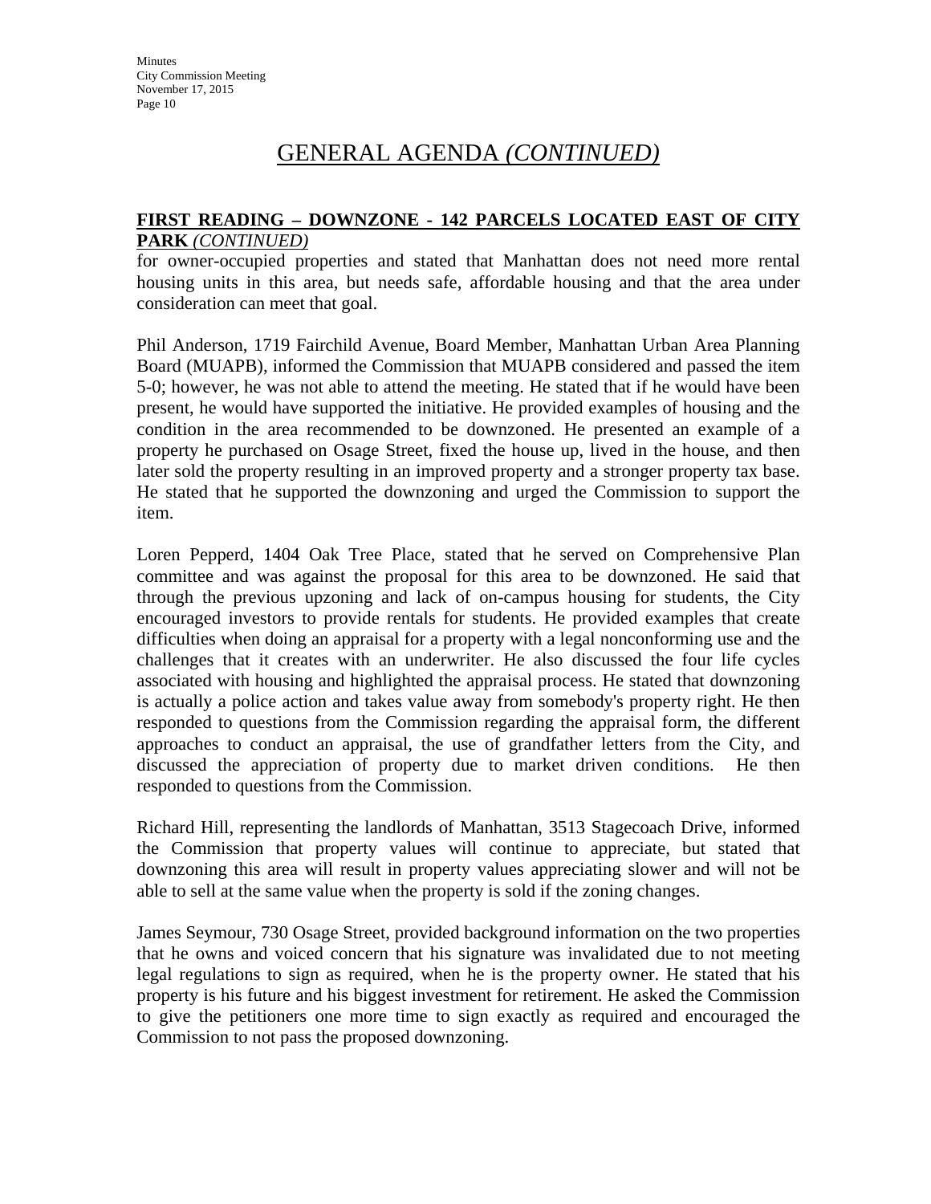# GENERAL AGENDA *(CONTINUED)*

**FIRST READING – DOWNZONE - 142 PARCELS LOCATED EAST OF CITY PARK** *(CONTINUED)*

for owner-occupied properties and stated that Manhattan does not need more rental housing units in this area, but needs safe, affordable housing and that the area under consideration can meet that goal.

Phil Anderson, 1719 Fairchild Avenue, Board Member, Manhattan Urban Area Planning Board (MUAPB), informed the Commission that MUAPB considered and passed the item 5-0; however, he was not able to attend the meeting. He stated that if he would have been present, he would have supported the initiative. He provided examples of housing and the condition in the area recommended to be downzoned. He presented an example of a property he purchased on Osage Street, fixed the house up, lived in the house, and then later sold the property resulting in an improved property and a stronger property tax base. He stated that he supported the downzoning and urged the Commission to support the item.

Loren Pepperd, 1404 Oak Tree Place, stated that he served on Comprehensive Plan committee and was against the proposal for this area to be downzoned. He said that through the previous upzoning and lack of on-campus housing for students, the City encouraged investors to provide rentals for students. He provided examples that create difficulties when doing an appraisal for a property with a legal nonconforming use and the challenges that it creates with an underwriter. He also discussed the four life cycles associated with housing and highlighted the appraisal process. He stated that downzoning is actually a police action and takes value away from somebody's property right. He then responded to questions from the Commission regarding the appraisal form, the different approaches to conduct an appraisal, the use of grandfather letters from the City, and discussed the appreciation of property due to market driven conditions. He then responded to questions from the Commission.

Richard Hill, representing the landlords of Manhattan, 3513 Stagecoach Drive, informed the Commission that property values will continue to appreciate, but stated that downzoning this area will result in property values appreciating slower and will not be able to sell at the same value when the property is sold if the zoning changes.

James Seymour, 730 Osage Street, provided background information on the two properties that he owns and voiced concern that his signature was invalidated due to not meeting legal regulations to sign as required, when he is the property owner. He stated that his property is his future and his biggest investment for retirement. He asked the Commission to give the petitioners one more time to sign exactly as required and encouraged the Commission to not pass the proposed downzoning.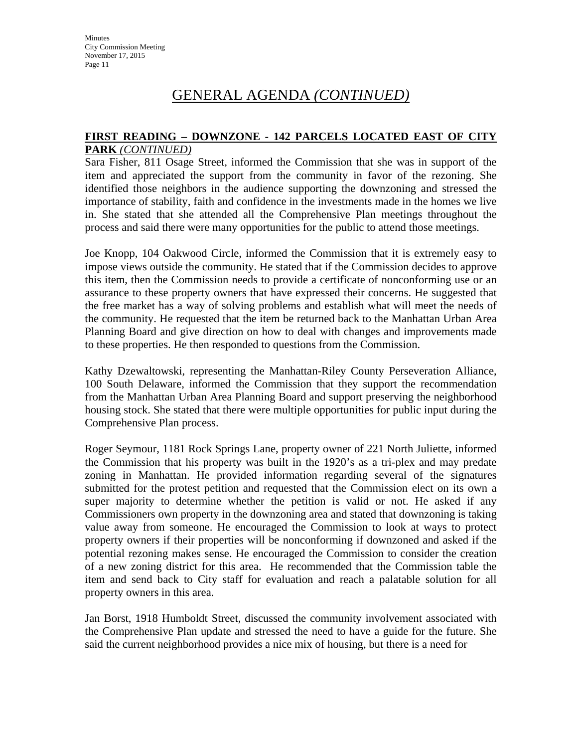# GENERAL AGENDA *(CONTINUED)*

**FIRST READING – DOWNZONE - 142 PARCELS LOCATED EAST OF CITY PARK** *(CONTINUED)*

Sara Fisher, 811 Osage Street, informed the Commission that she was in support of the item and appreciated the support from the community in favor of the rezoning. She identified those neighbors in the audience supporting the downzoning and stressed the importance of stability, faith and confidence in the investments made in the homes we live in. She stated that she attended all the Comprehensive Plan meetings throughout the process and said there were many opportunities for the public to attend those meetings.

Joe Knopp, 104 Oakwood Circle, informed the Commission that it is extremely easy to impose views outside the community. He stated that if the Commission decides to approve this item, then the Commission needs to provide a certificate of nonconforming use or an assurance to these property owners that have expressed their concerns. He suggested that the free market has a way of solving problems and establish what will meet the needs of the community. He requested that the item be returned back to the Manhattan Urban Area Planning Board and give direction on how to deal with changes and improvements made to these properties. He then responded to questions from the Commission.

Kathy Dzewaltowski, representing the Manhattan-Riley County Perseveration Alliance, 100 South Delaware, informed the Commission that they support the recommendation from the Manhattan Urban Area Planning Board and support preserving the neighborhood housing stock. She stated that there were multiple opportunities for public input during the Comprehensive Plan process.

Roger Seymour, 1181 Rock Springs Lane, property owner of 221 North Juliette, informed the Commission that his property was built in the 1920's as a tri-plex and may predate zoning in Manhattan. He provided information regarding several of the signatures submitted for the protest petition and requested that the Commission elect on its own a super majority to determine whether the petition is valid or not. He asked if any Commissioners own property in the downzoning area and stated that downzoning is taking value away from someone. He encouraged the Commission to look at ways to protect property owners if their properties will be nonconforming if downzoned and asked if the potential rezoning makes sense. He encouraged the Commission to consider the creation of a new zoning district for this area. He recommended that the Commission table the item and send back to City staff for evaluation and reach a palatable solution for all property owners in this area.

Jan Borst, 1918 Humboldt Street, discussed the community involvement associated with the Comprehensive Plan update and stressed the need to have a guide for the future. She said the current neighborhood provides a nice mix of housing, but there is a need for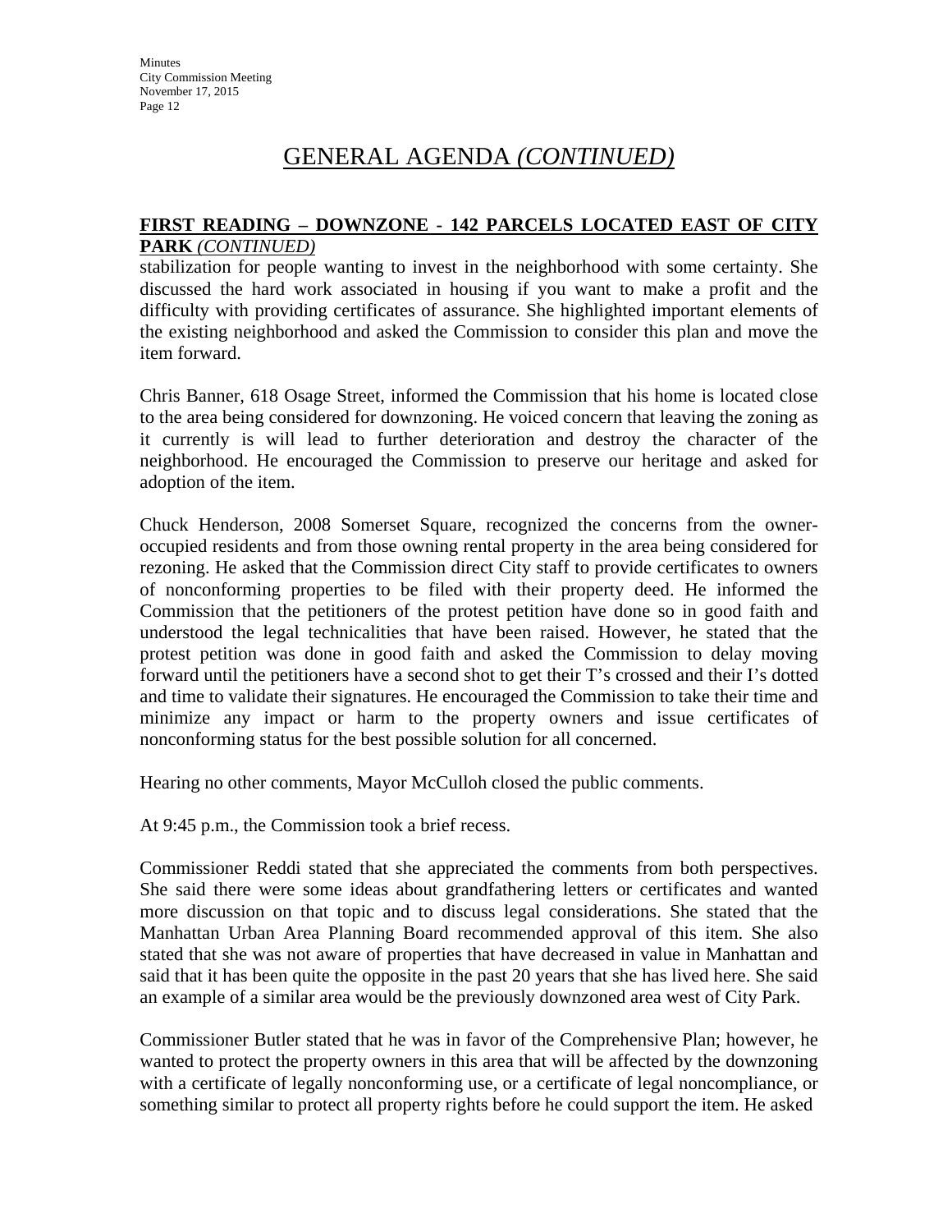# GENERAL AGENDA *(CONTINUED)*

**FIRST READING – DOWNZONE - 142 PARCELS LOCATED EAST OF CITY PARK** *(CONTINUED)*

stabilization for people wanting to invest in the neighborhood with some certainty. She discussed the hard work associated in housing if you want to make a profit and the difficulty with providing certificates of assurance. She highlighted important elements of the existing neighborhood and asked the Commission to consider this plan and move the item forward.

Chris Banner, 618 Osage Street, informed the Commission that his home is located close to the area being considered for downzoning. He voiced concern that leaving the zoning as it currently is will lead to further deterioration and destroy the character of the neighborhood. He encouraged the Commission to preserve our heritage and asked for adoption of the item.

Chuck Henderson, 2008 Somerset Square, recognized the concerns from the owner-occupied residents and from those owning rental property in the area being considered for rezoning. He asked that the Commission direct City staff to provide certificates to owners of nonconforming properties to be filed with their property deed. He informed the Commission that the petitioners of the protest petition have done so in good faith and understood the legal technicalities that have been raised. However, he stated that the protest petition was done in good faith and asked the Commission to delay moving forward until the petitioners have a second shot to get their T's crossed and their I's dotted and time to validate their signatures. He encouraged the Commission to take their time and minimize any impact or harm to the property owners and issue certificates of nonconforming status for the best possible solution for all concerned.

Hearing no other comments, Mayor McCulloh closed the public comments.

At 9:45 p.m., the Commission took a brief recess.

Commissioner Reddi stated that she appreciated the comments from both perspectives. She said there were some ideas about grandfathering letters or certificates and wanted more discussion on that topic and to discuss legal considerations. She stated that the Manhattan Urban Area Planning Board recommended approval of this item. She also stated that she was not aware of properties that have decreased in value in Manhattan and said that it has been quite the opposite in the past 20 years that she has lived here. She said an example of a similar area would be the previously downzoned area west of City Park.

Commissioner Butler stated that he was in favor of the Comprehensive Plan; however, he wanted to protect the property owners in this area that will be affected by the downzoning with a certificate of legally nonconforming use, or a certificate of legal noncompliance, or something similar to protect all property rights before he could support the item. He asked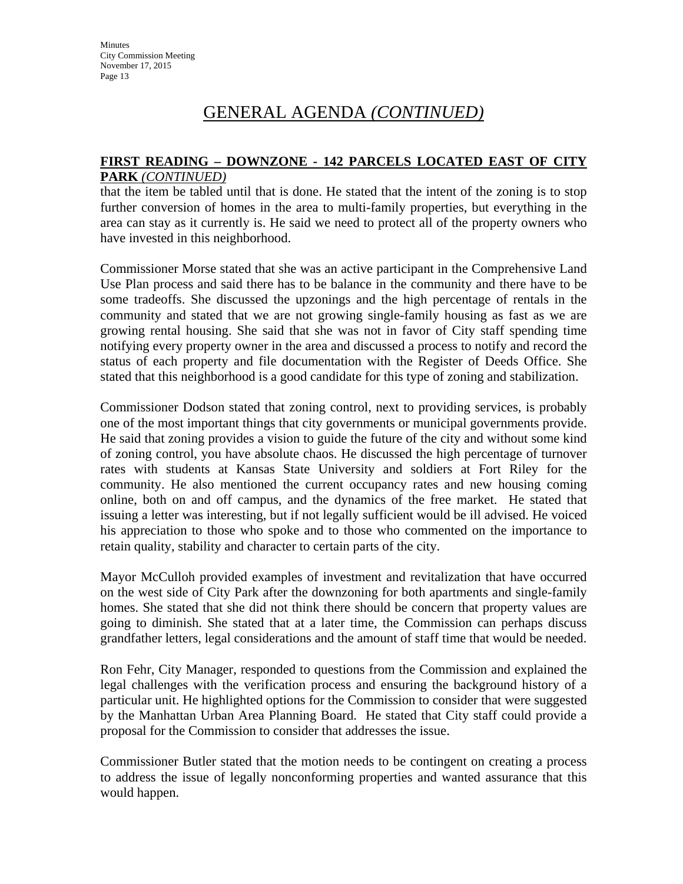# GENERAL AGENDA *(CONTINUED)*

**FIRST READING – DOWNZONE - 142 PARCELS LOCATED EAST OF CITY PARK** *(CONTINUED)*

that the item be tabled until that is done. He stated that the intent of the zoning is to stop further conversion of homes in the area to multi-family properties, but everything in the area can stay as it currently is. He said we need to protect all of the property owners who have invested in this neighborhood.

Commissioner Morse stated that she was an active participant in the Comprehensive Land Use Plan process and said there has to be balance in the community and there have to be some tradeoffs. She discussed the upzonings and the high percentage of rentals in the community and stated that we are not growing single-family housing as fast as we are growing rental housing. She said that she was not in favor of City staff spending time notifying every property owner in the area and discussed a process to notify and record the status of each property and file documentation with the Register of Deeds Office. She stated that this neighborhood is a good candidate for this type of zoning and stabilization.

Commissioner Dodson stated that zoning control, next to providing services, is probably one of the most important things that city governments or municipal governments provide. He said that zoning provides a vision to guide the future of the city and without some kind of zoning control, you have absolute chaos. He discussed the high percentage of turnover rates with students at Kansas State University and soldiers at Fort Riley for the community. He also mentioned the current occupancy rates and new housing coming online, both on and off campus, and the dynamics of the free market. He stated that issuing a letter was interesting, but if not legally sufficient would be ill advised. He voiced his appreciation to those who spoke and to those who commented on the importance to retain quality, stability and character to certain parts of the city.

Mayor McCulloh provided examples of investment and revitalization that have occurred on the west side of City Park after the downzoning for both apartments and single-family homes. She stated that she did not think there should be concern that property values are going to diminish. She stated that at a later time, the Commission can perhaps discuss grandfather letters, legal considerations and the amount of staff time that would be needed.

Ron Fehr, City Manager, responded to questions from the Commission and explained the legal challenges with the verification process and ensuring the background history of a particular unit. He highlighted options for the Commission to consider that were suggested by the Manhattan Urban Area Planning Board. He stated that City staff could provide a proposal for the Commission to consider that addresses the issue.

Commissioner Butler stated that the motion needs to be contingent on creating a process to address the issue of legally nonconforming properties and wanted assurance that this would happen.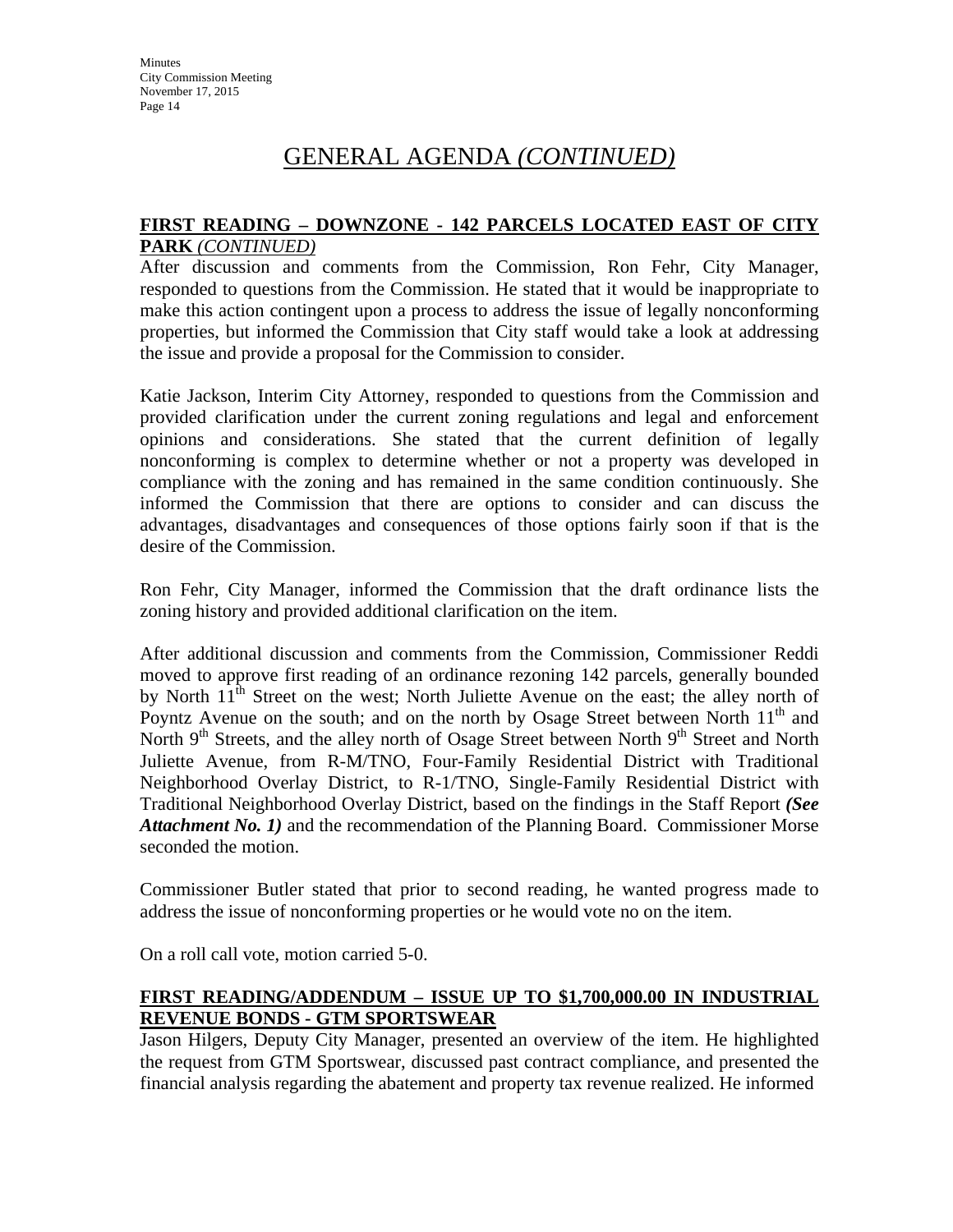# GENERAL AGENDA *(CONTINUED)*

**FIRST READING – DOWNZONE - 142 PARCELS LOCATED EAST OF CITY PARK** *(CONTINUED)*

After discussion and comments from the Commission, Ron Fehr, City Manager, responded to questions from the Commission. He stated that it would be inappropriate to make this action contingent upon a process to address the issue of legally nonconforming properties, but informed the Commission that City staff would take a look at addressing the issue and provide a proposal for the Commission to consider.

Katie Jackson, Interim City Attorney, responded to questions from the Commission and provided clarification under the current zoning regulations and legal and enforcement opinions and considerations. She stated that the current definition of legally nonconforming is complex to determine whether or not a property was developed in compliance with the zoning and has remained in the same condition continuously. She informed the Commission that there are options to consider and can discuss the advantages, disadvantages and consequences of those options fairly soon if that is the desire of the Commission.

Ron Fehr, City Manager, informed the Commission that the draft ordinance lists the zoning history and provided additional clarification on the item.

After additional discussion and comments from the Commission, Commissioner Reddi moved to approve first reading of an ordinance rezoning 142 parcels, generally bounded by North 11th Street on the west; North Juliette Avenue on the east; the alley north of Poyntz Avenue on the south; and on the north by Osage Street between North 11th and North 9th Streets, and the alley north of Osage Street between North 9th Street and North Juliette Avenue, from R-M/TNO, Four-Family Residential District with Traditional Neighborhood Overlay District, to R-1/TNO, Single-Family Residential District with Traditional Neighborhood Overlay District, based on the findings in the Staff Report ***(See Attachment No. 1)*** and the recommendation of the Planning Board. Commissioner Morse seconded the motion.

Commissioner Butler stated that prior to second reading, he wanted progress made to address the issue of nonconforming properties or he would vote no on the item.

On a roll call vote, motion carried 5-0.

**FIRST READING/ADDENDUM – ISSUE UP TO $1,700,000.00 IN INDUSTRIAL REVENUE BONDS - GTM SPORTSWEAR**

Jason Hilgers, Deputy City Manager, presented an overview of the item. He highlighted the request from GTM Sportswear, discussed past contract compliance, and presented the financial analysis regarding the abatement and property tax revenue realized. He informed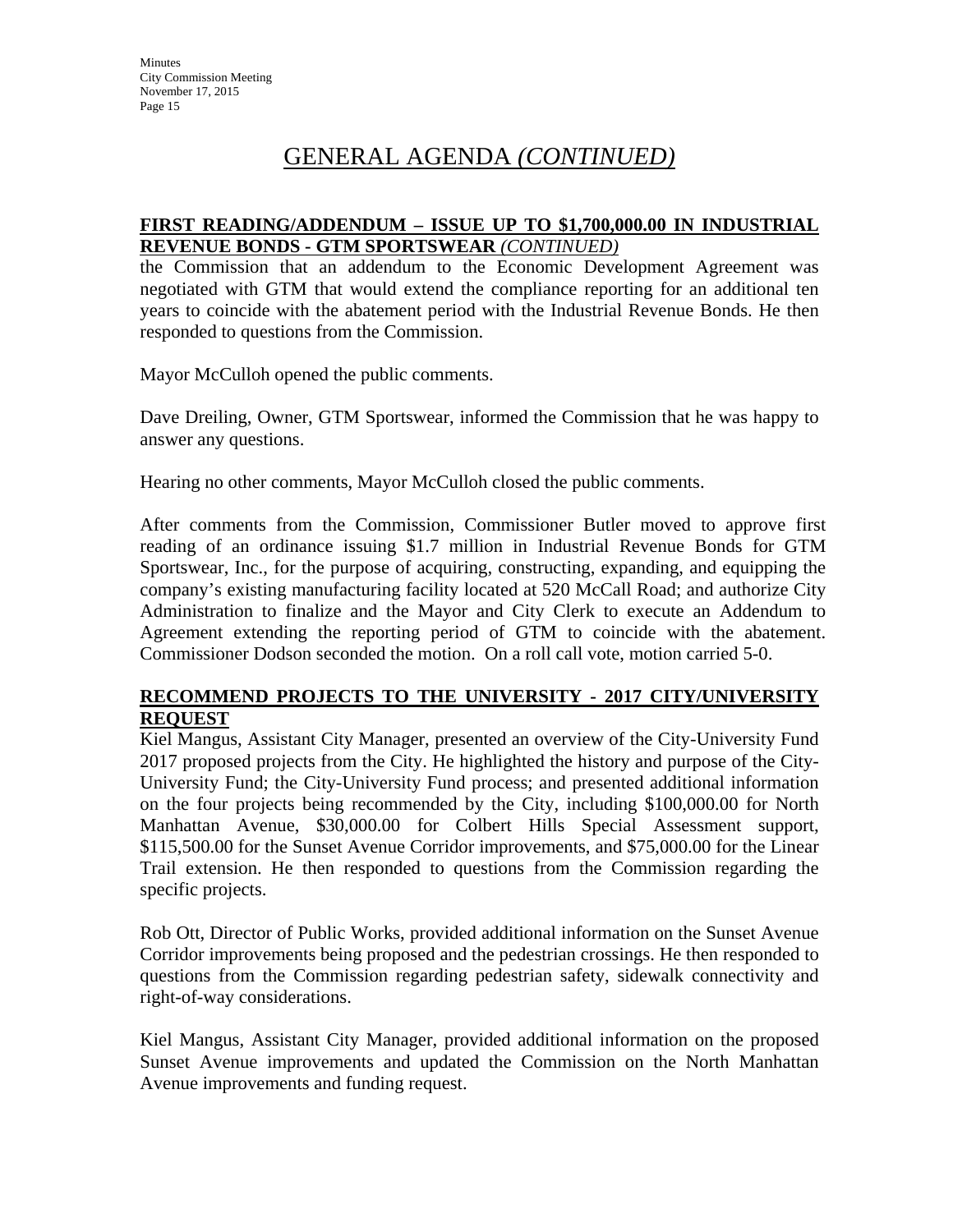# GENERAL AGENDA *(CONTINUED)*

**FIRST READING/ADDENDUM – ISSUE UP TO $1,700,000.00 IN INDUSTRIAL REVENUE BONDS - GTM SPORTSWEAR** *(CONTINUED)*

the Commission that an addendum to the Economic Development Agreement was negotiated with GTM that would extend the compliance reporting for an additional ten years to coincide with the abatement period with the Industrial Revenue Bonds. He then responded to questions from the Commission.

Mayor McCulloh opened the public comments.

Dave Dreiling, Owner, GTM Sportswear, informed the Commission that he was happy to answer any questions.

Hearing no other comments, Mayor McCulloh closed the public comments.

After comments from the Commission, Commissioner Butler moved to approve first reading of an ordinance issuing $1.7 million in Industrial Revenue Bonds for GTM Sportswear, Inc., for the purpose of acquiring, constructing, expanding, and equipping the company's existing manufacturing facility located at 520 McCall Road; and authorize City Administration to finalize and the Mayor and City Clerk to execute an Addendum to Agreement extending the reporting period of GTM to coincide with the abatement. Commissioner Dodson seconded the motion. On a roll call vote, motion carried 5-0.

**RECOMMEND PROJECTS TO THE UNIVERSITY - 2017 CITY/UNIVERSITY REQUEST**

Kiel Mangus, Assistant City Manager, presented an overview of the City-University Fund 2017 proposed projects from the City. He highlighted the history and purpose of the City-University Fund; the City-University Fund process; and presented additional information on the four projects being recommended by the City, including $100,000.00 for North Manhattan Avenue, $30,000.00 for Colbert Hills Special Assessment support, $115,500.00 for the Sunset Avenue Corridor improvements, and $75,000.00 for the Linear Trail extension. He then responded to questions from the Commission regarding the specific projects.

Rob Ott, Director of Public Works, provided additional information on the Sunset Avenue Corridor improvements being proposed and the pedestrian crossings. He then responded to questions from the Commission regarding pedestrian safety, sidewalk connectivity and right-of-way considerations.

Kiel Mangus, Assistant City Manager, provided additional information on the proposed Sunset Avenue improvements and updated the Commission on the North Manhattan Avenue improvements and funding request.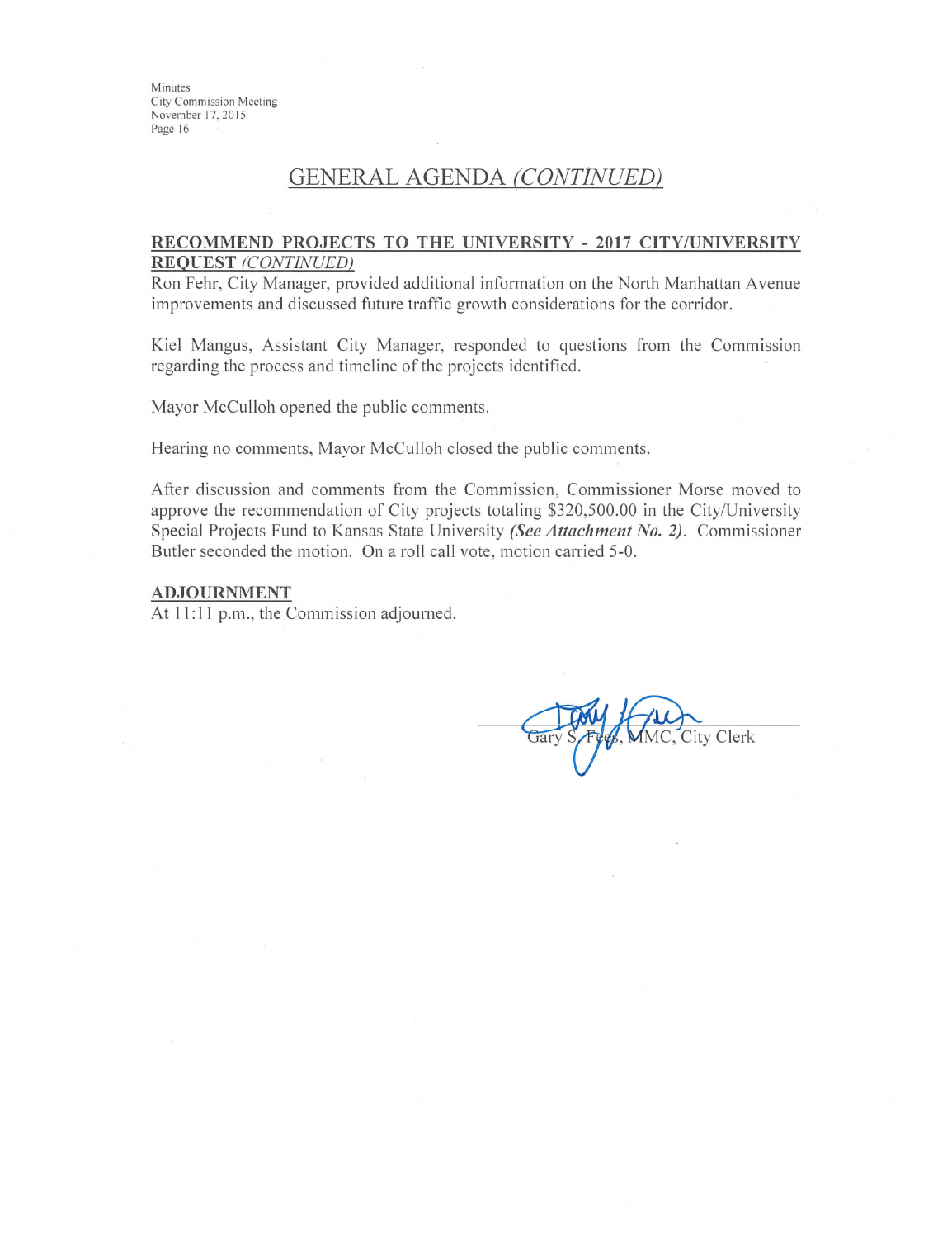## GENERAL AGENDA *(CONTINUED)*

**RECOMMEND PROJECTS TO THE UNIVERSITY - 2017 CITY/UNIVERSITY REQUEST** *(CONTINUED)*

Ron Fehr, City Manager, provided additional information on the North Manhattan Avenue improvements and discussed future traffic growth considerations for the corridor.

Kiel Mangus, Assistant City Manager, responded to questions from the Commission regarding the process and timeline of the projects identified.

Mayor McCulloh opened the public comments.

Hearing no comments, Mayor McCulloh closed the public comments.

After discussion and comments from the Commission, Commissioner Morse moved to approve the recommendation of City projects totaling $320,500.00 in the City/University Special Projects Fund to Kansas State University ***(See Attachment No. 2)***. Commissioner Butler seconded the motion. On a roll call vote, motion carried 5-0.

**ADJOURNMENT**

At 11:11 p.m., the Commission adjourned.

Gary S. Fees, MMC, City Clerk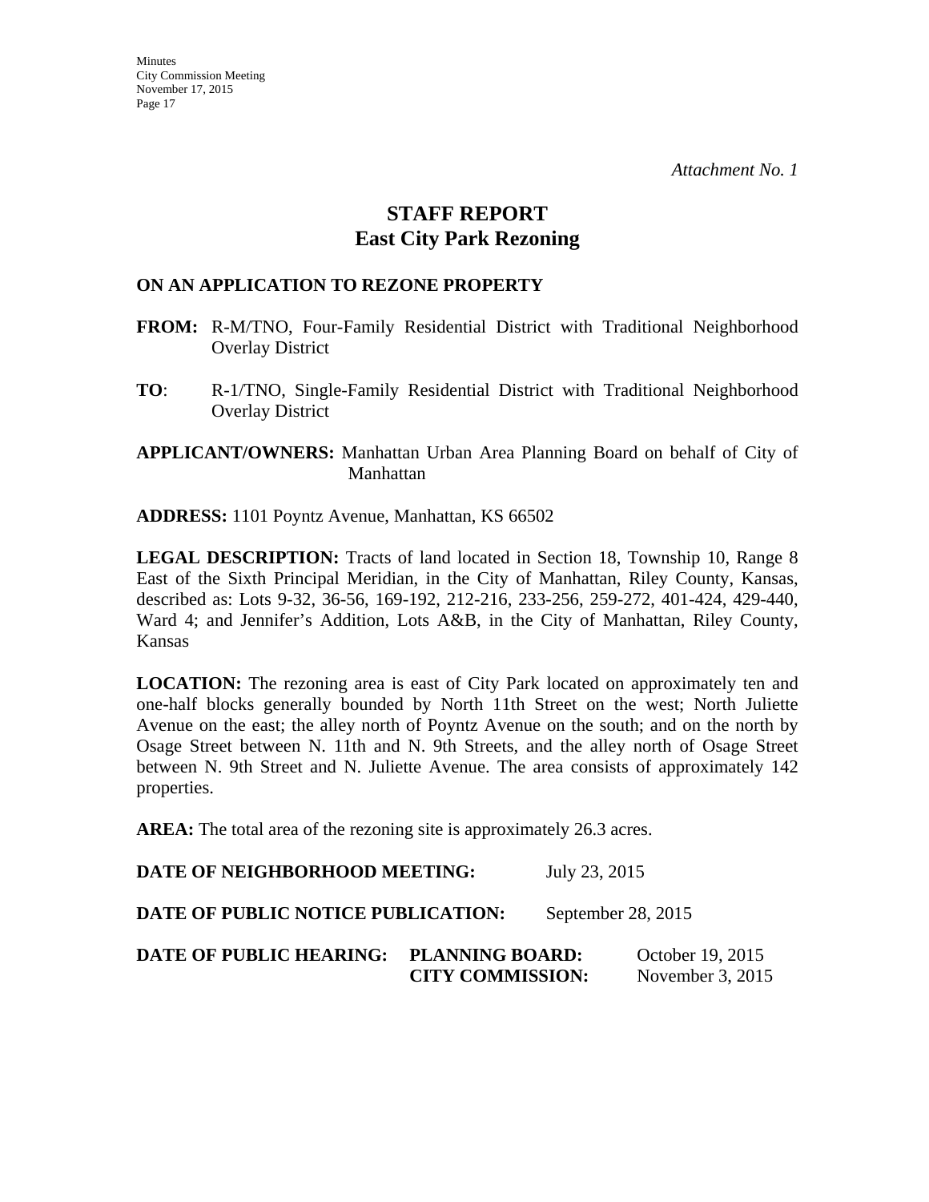*Attachment No. 1*

# STAFF REPORT
## East City Park Rezoning

### ON AN APPLICATION TO REZONE PROPERTY

**FROM:** R-M/TNO, Four-Family Residential District with Traditional Neighborhood Overlay District

**TO**: R-1/TNO, Single-Family Residential District with Traditional Neighborhood Overlay District

**APPLICANT/OWNERS:** Manhattan Urban Area Planning Board on behalf of City of Manhattan

**ADDRESS:** 1101 Poyntz Avenue, Manhattan, KS 66502

**LEGAL DESCRIPTION:** Tracts of land located in Section 18, Township 10, Range 8 East of the Sixth Principal Meridian, in the City of Manhattan, Riley County, Kansas, described as: Lots 9-32, 36-56, 169-192, 212-216, 233-256, 259-272, 401-424, 429-440, Ward 4; and Jennifer's Addition, Lots A&B, in the City of Manhattan, Riley County, Kansas

**LOCATION:** The rezoning area is east of City Park located on approximately ten and one-half blocks generally bounded by North 11th Street on the west; North Juliette Avenue on the east; the alley north of Poyntz Avenue on the south; and on the north by Osage Street between N. 11th and N. 9th Streets, and the alley north of Osage Street between N. 9th Street and N. Juliette Avenue. The area consists of approximately 142 properties.

**AREA:** The total area of the rezoning site is approximately 26.3 acres.

**DATE OF NEIGHBORHOOD MEETING:** July 23, 2015

**DATE OF PUBLIC NOTICE PUBLICATION:** September 28, 2015

**DATE OF PUBLIC HEARING:** **PLANNING BOARD:** October 19, 2015
**CITY COMMISSION:** November 3, 2015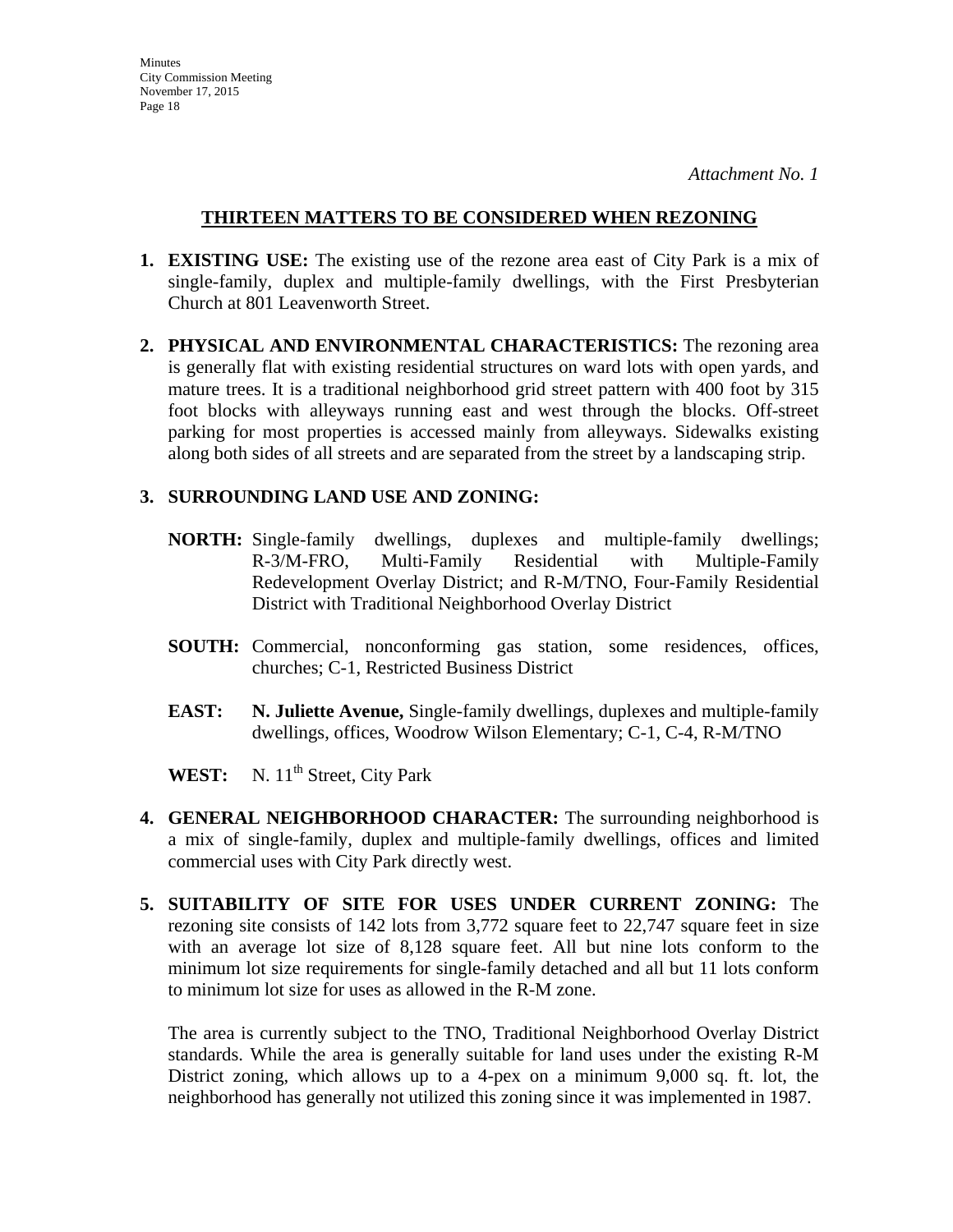*Attachment No. 1*

## THIRTEEN MATTERS TO BE CONSIDERED WHEN REZONING

1. **EXISTING USE:** The existing use of the rezone area east of City Park is a mix of single-family, duplex and multiple-family dwellings, with the First Presbyterian Church at 801 Leavenworth Street.

2. **PHYSICAL AND ENVIRONMENTAL CHARACTERISTICS:** The rezoning area is generally flat with existing residential structures on ward lots with open yards, and mature trees. It is a traditional neighborhood grid street pattern with 400 foot by 315 foot blocks with alleyways running east and west through the blocks. Off-street parking for most properties is accessed mainly from alleyways. Sidewalks existing along both sides of all streets and are separated from the street by a landscaping strip.

3. **SURROUNDING LAND USE AND ZONING:**

   **NORTH:** Single-family dwellings, duplexes and multiple-family dwellings; R-3/M-FRO, Multi-Family Residential with Multiple-Family Redevelopment Overlay District; and R-M/TNO, Four-Family Residential District with Traditional Neighborhood Overlay District

   **SOUTH:** Commercial, nonconforming gas station, some residences, offices, churches; C-1, Restricted Business District

   **EAST:** **N. Juliette Avenue,** Single-family dwellings, duplexes and multiple-family dwellings, offices, Woodrow Wilson Elementary; C-1, C-4, R-M/TNO

   **WEST:** N. 11th Street, City Park

4. **GENERAL NEIGHBORHOOD CHARACTER:** The surrounding neighborhood is a mix of single-family, duplex and multiple-family dwellings, offices and limited commercial uses with City Park directly west.

5. **SUITABILITY OF SITE FOR USES UNDER CURRENT ZONING:** The rezoning site consists of 142 lots from 3,772 square feet to 22,747 square feet in size with an average lot size of 8,128 square feet. All but nine lots conform to the minimum lot size requirements for single-family detached and all but 11 lots conform to minimum lot size for uses as allowed in the R-M zone.

   The area is currently subject to the TNO, Traditional Neighborhood Overlay District standards. While the area is generally suitable for land uses under the existing R-M District zoning, which allows up to a 4-pex on a minimum 9,000 sq. ft. lot, the neighborhood has generally not utilized this zoning since it was implemented in 1987.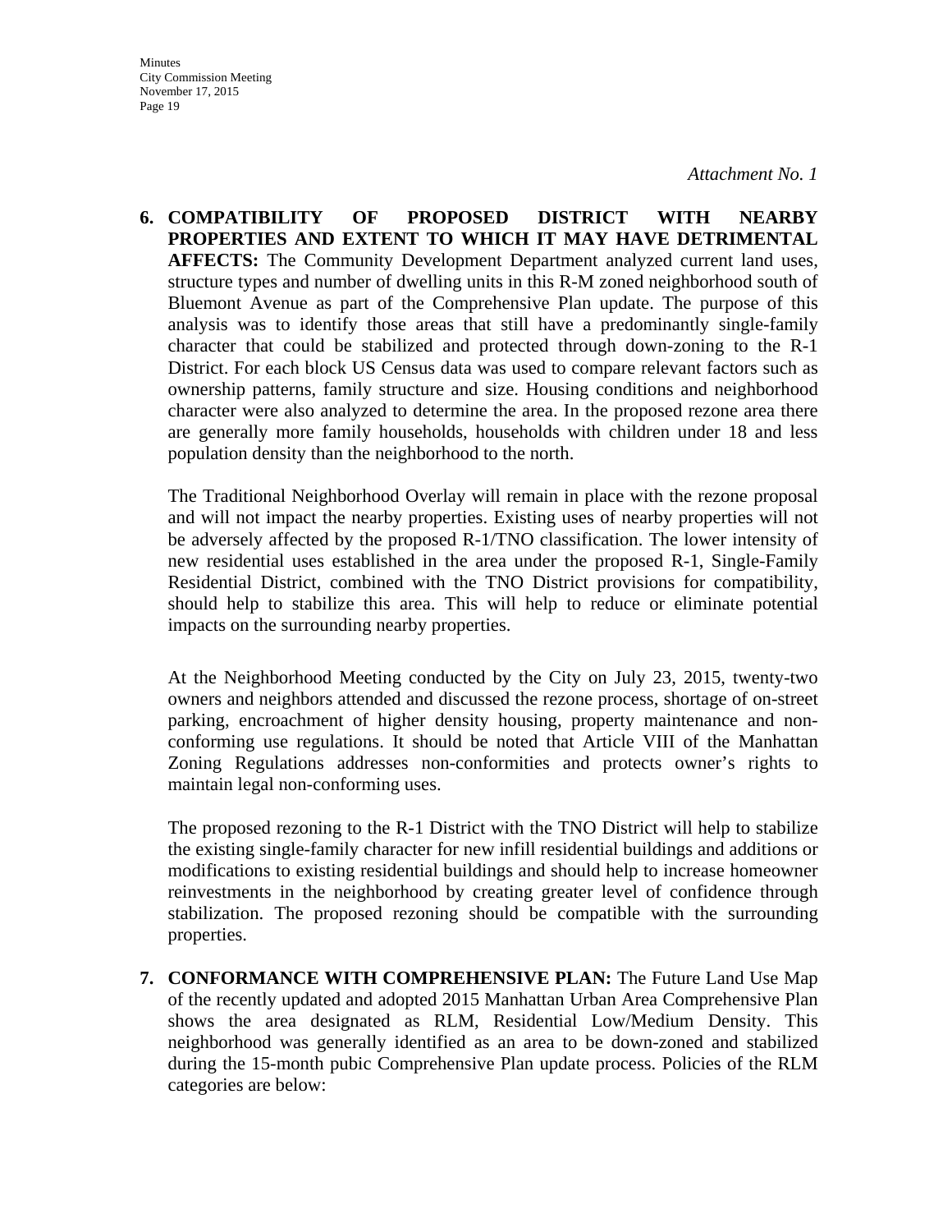*Attachment No. 1*

6. **COMPATIBILITY OF PROPOSED DISTRICT WITH NEARBY PROPERTIES AND EXTENT TO WHICH IT MAY HAVE DETRIMENTAL AFFECTS:** The Community Development Department analyzed current land uses, structure types and number of dwelling units in this R-M zoned neighborhood south of Bluemont Avenue as part of the Comprehensive Plan update. The purpose of this analysis was to identify those areas that still have a predominantly single-family character that could be stabilized and protected through down-zoning to the R-1 District. For each block US Census data was used to compare relevant factors such as ownership patterns, family structure and size. Housing conditions and neighborhood character were also analyzed to determine the area. In the proposed rezone area there are generally more family households, households with children under 18 and less population density than the neighborhood to the north.

   The Traditional Neighborhood Overlay will remain in place with the rezone proposal and will not impact the nearby properties. Existing uses of nearby properties will not be adversely affected by the proposed R-1/TNO classification. The lower intensity of new residential uses established in the area under the proposed R-1, Single-Family Residential District, combined with the TNO District provisions for compatibility, should help to stabilize this area. This will help to reduce or eliminate potential impacts on the surrounding nearby properties.

   At the Neighborhood Meeting conducted by the City on July 23, 2015, twenty-two owners and neighbors attended and discussed the rezone process, shortage of on-street parking, encroachment of higher density housing, property maintenance and non-conforming use regulations. It should be noted that Article VIII of the Manhattan Zoning Regulations addresses non-conformities and protects owner's rights to maintain legal non-conforming uses.

   The proposed rezoning to the R-1 District with the TNO District will help to stabilize the existing single-family character for new infill residential buildings and additions or modifications to existing residential buildings and should help to increase homeowner reinvestments in the neighborhood by creating greater level of confidence through stabilization. The proposed rezoning should be compatible with the surrounding properties.

7. **CONFORMANCE WITH COMPREHENSIVE PLAN:** The Future Land Use Map of the recently updated and adopted 2015 Manhattan Urban Area Comprehensive Plan shows the area designated as RLM, Residential Low/Medium Density. This neighborhood was generally identified as an area to be down-zoned and stabilized during the 15-month pubic Comprehensive Plan update process. Policies of the RLM categories are below: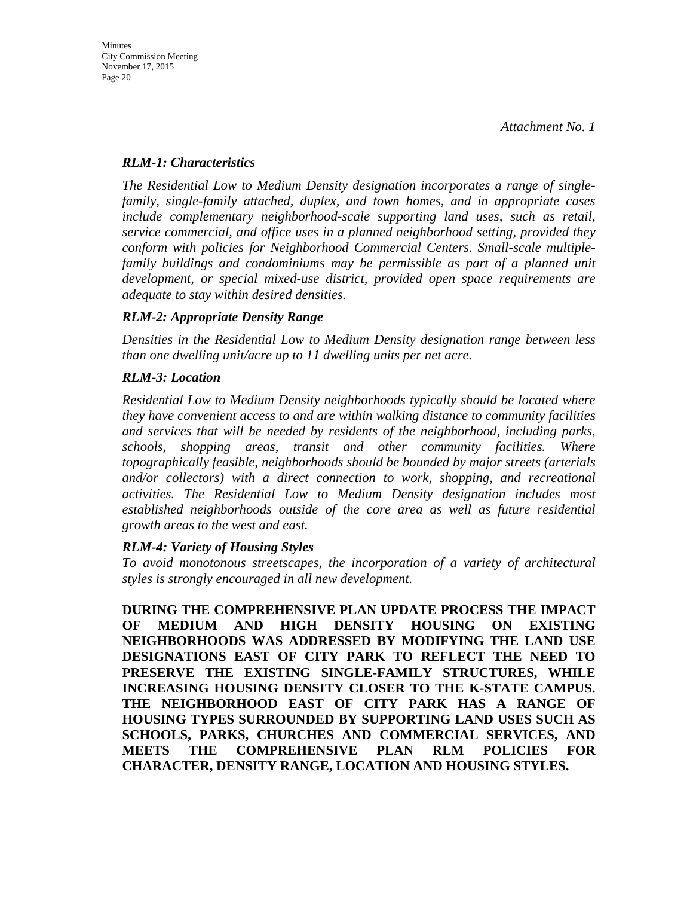*Attachment No. 1*

***RLM-1: Characteristics***

*The Residential Low to Medium Density designation incorporates a range of single-family, single-family attached, duplex, and town homes, and in appropriate cases include complementary neighborhood-scale supporting land uses, such as retail, service commercial, and office uses in a planned neighborhood setting, provided they conform with policies for Neighborhood Commercial Centers. Small-scale multiple-family buildings and condominiums may be permissible as part of a planned unit development, or special mixed-use district, provided open space requirements are adequate to stay within desired densities.*

***RLM-2: Appropriate Density Range***

*Densities in the Residential Low to Medium Density designation range between less than one dwelling unit/acre up to 11 dwelling units per net acre.*

***RLM-3: Location***

*Residential Low to Medium Density neighborhoods typically should be located where they have convenient access to and are within walking distance to community facilities and services that will be needed by residents of the neighborhood, including parks, schools, shopping areas, transit and other community facilities. Where topographically feasible, neighborhoods should be bounded by major streets (arterials and/or collectors) with a direct connection to work, shopping, and recreational activities. The Residential Low to Medium Density designation includes most established neighborhoods outside of the core area as well as future residential growth areas to the west and east.*

***RLM-4: Variety of Housing Styles***

*To avoid monotonous streetscapes, the incorporation of a variety of architectural styles is strongly encouraged in all new development.*

**DURING THE COMPREHENSIVE PLAN UPDATE PROCESS THE IMPACT OF MEDIUM AND HIGH DENSITY HOUSING ON EXISTING NEIGHBORHOODS WAS ADDRESSED BY MODIFYING THE LAND USE DESIGNATIONS EAST OF CITY PARK TO REFLECT THE NEED TO PRESERVE THE EXISTING SINGLE-FAMILY STRUCTURES, WHILE INCREASING HOUSING DENSITY CLOSER TO THE K-STATE CAMPUS. THE NEIGHBORHOOD EAST OF CITY PARK HAS A RANGE OF HOUSING TYPES SURROUNDED BY SUPPORTING LAND USES SUCH AS SCHOOLS, PARKS, CHURCHES AND COMMERCIAL SERVICES, AND MEETS THE COMPREHENSIVE PLAN RLM POLICIES FOR CHARACTER, DENSITY RANGE, LOCATION AND HOUSING STYLES.**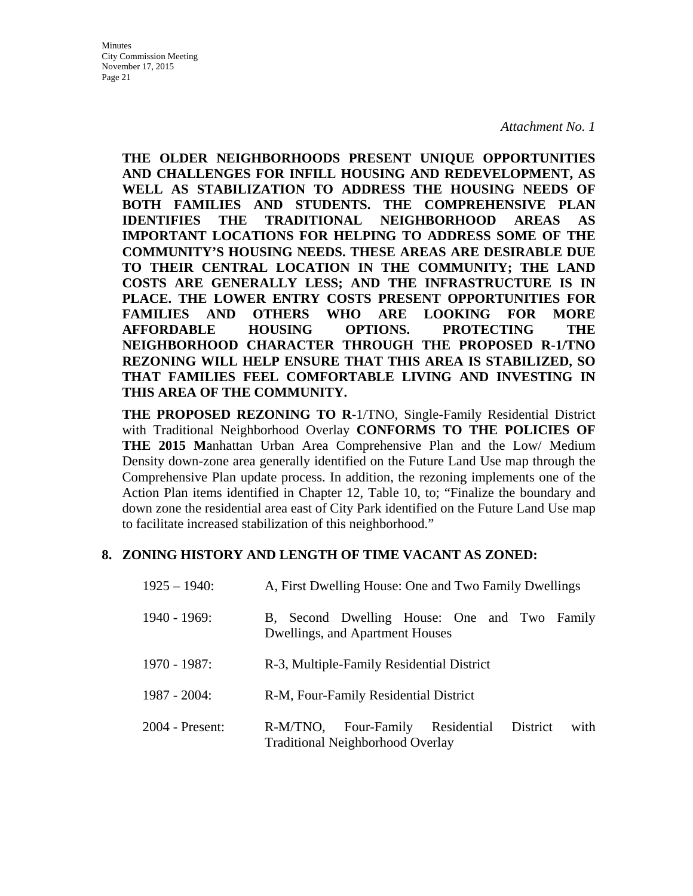*Attachment No. 1*

**THE OLDER NEIGHBORHOODS PRESENT UNIQUE OPPORTUNITIES AND CHALLENGES FOR INFILL HOUSING AND REDEVELOPMENT, AS WELL AS STABILIZATION TO ADDRESS THE HOUSING NEEDS OF BOTH FAMILIES AND STUDENTS. THE COMPREHENSIVE PLAN IDENTIFIES THE TRADITIONAL NEIGHBORHOOD AREAS AS IMPORTANT LOCATIONS FOR HELPING TO ADDRESS SOME OF THE COMMUNITY'S HOUSING NEEDS. THESE AREAS ARE DESIRABLE DUE TO THEIR CENTRAL LOCATION IN THE COMMUNITY; THE LAND COSTS ARE GENERALLY LESS; AND THE INFRASTRUCTURE IS IN PLACE. THE LOWER ENTRY COSTS PRESENT OPPORTUNITIES FOR FAMILIES AND OTHERS WHO ARE LOOKING FOR MORE AFFORDABLE HOUSING OPTIONS. PROTECTING THE NEIGHBORHOOD CHARACTER THROUGH THE PROPOSED R-1/TNO REZONING WILL HELP ENSURE THAT THIS AREA IS STABILIZED, SO THAT FAMILIES FEEL COMFORTABLE LIVING AND INVESTING IN THIS AREA OF THE COMMUNITY.**

**THE PROPOSED REZONING TO R**-1/TNO, Single-Family Residential District with Traditional Neighborhood Overlay **CONFORMS TO THE POLICIES OF THE 2015 M**anhattan Urban Area Comprehensive Plan and the Low/ Medium Density down-zone area generally identified on the Future Land Use map through the Comprehensive Plan update process. In addition, the rezoning implements one of the Action Plan items identified in Chapter 12, Table 10, to; "Finalize the boundary and down zone the residential area east of City Park identified on the Future Land Use map to facilitate increased stabilization of this neighborhood."

**8. ZONING HISTORY AND LENGTH OF TIME VACANT AS ZONED:**

| | |
|---|---|
| 1925 – 1940: | A, First Dwelling House: One and Two Family Dwellings |
| 1940 - 1969: | B, Second Dwelling House: One and Two Family Dwellings, and Apartment Houses |
| 1970 - 1987: | R-3, Multiple-Family Residential District |
| 1987 - 2004: | R-M, Four-Family Residential District |
| 2004 - Present: | R-M/TNO, Four-Family Residential District with Traditional Neighborhood Overlay |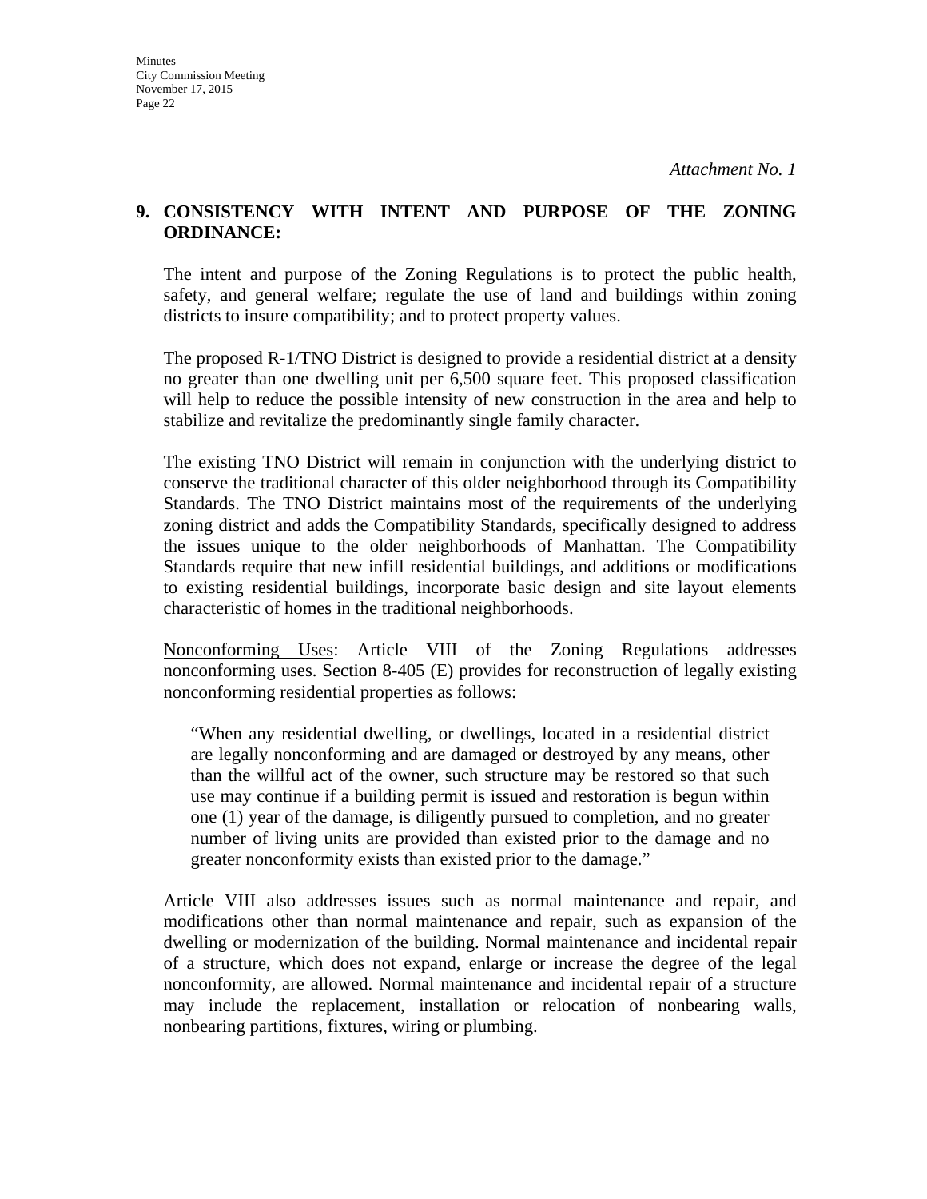*Attachment No. 1*

**9. CONSISTENCY WITH INTENT AND PURPOSE OF THE ZONING ORDINANCE:**

The intent and purpose of the Zoning Regulations is to protect the public health, safety, and general welfare; regulate the use of land and buildings within zoning districts to insure compatibility; and to protect property values.

The proposed R-1/TNO District is designed to provide a residential district at a density no greater than one dwelling unit per 6,500 square feet. This proposed classification will help to reduce the possible intensity of new construction in the area and help to stabilize and revitalize the predominantly single family character.

The existing TNO District will remain in conjunction with the underlying district to conserve the traditional character of this older neighborhood through its Compatibility Standards. The TNO District maintains most of the requirements of the underlying zoning district and adds the Compatibility Standards, specifically designed to address the issues unique to the older neighborhoods of Manhattan. The Compatibility Standards require that new infill residential buildings, and additions or modifications to existing residential buildings, incorporate basic design and site layout elements characteristic of homes in the traditional neighborhoods.

<u>Nonconforming Uses</u>: Article VIII of the Zoning Regulations addresses nonconforming uses. Section 8-405 (E) provides for reconstruction of legally existing nonconforming residential properties as follows:

> "When any residential dwelling, or dwellings, located in a residential district are legally nonconforming and are damaged or destroyed by any means, other than the willful act of the owner, such structure may be restored so that such use may continue if a building permit is issued and restoration is begun within one (1) year of the damage, is diligently pursued to completion, and no greater number of living units are provided than existed prior to the damage and no greater nonconformity exists than existed prior to the damage."

Article VIII also addresses issues such as normal maintenance and repair, and modifications other than normal maintenance and repair, such as expansion of the dwelling or modernization of the building. Normal maintenance and incidental repair of a structure, which does not expand, enlarge or increase the degree of the legal nonconformity, are allowed. Normal maintenance and incidental repair of a structure may include the replacement, installation or relocation of nonbearing walls, nonbearing partitions, fixtures, wiring or plumbing.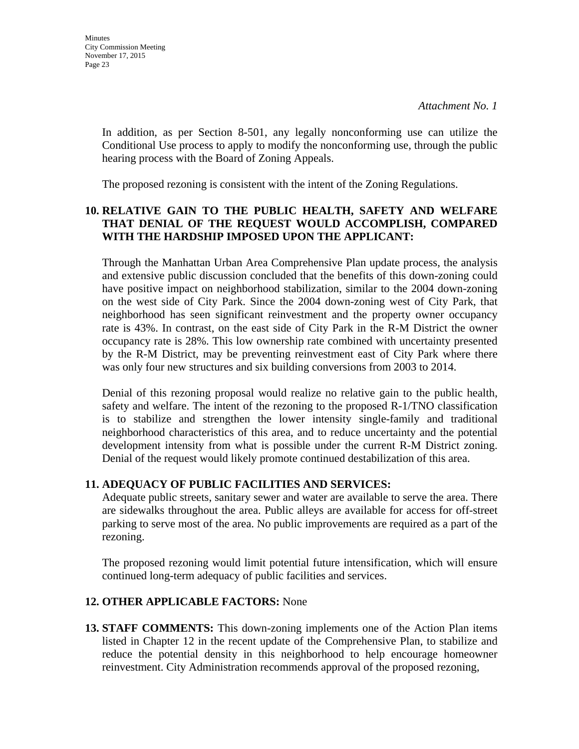*Attachment No. 1*

In addition, as per Section 8-501, any legally nonconforming use can utilize the Conditional Use process to apply to modify the nonconforming use, through the public hearing process with the Board of Zoning Appeals.

The proposed rezoning is consistent with the intent of the Zoning Regulations.

**10. RELATIVE GAIN TO THE PUBLIC HEALTH, SAFETY AND WELFARE THAT DENIAL OF THE REQUEST WOULD ACCOMPLISH, COMPARED WITH THE HARDSHIP IMPOSED UPON THE APPLICANT:**

Through the Manhattan Urban Area Comprehensive Plan update process, the analysis and extensive public discussion concluded that the benefits of this down-zoning could have positive impact on neighborhood stabilization, similar to the 2004 down-zoning on the west side of City Park. Since the 2004 down-zoning west of City Park, that neighborhood has seen significant reinvestment and the property owner occupancy rate is 43%. In contrast, on the east side of City Park in the R-M District the owner occupancy rate is 28%. This low ownership rate combined with uncertainty presented by the R-M District, may be preventing reinvestment east of City Park where there was only four new structures and six building conversions from 2003 to 2014.

Denial of this rezoning proposal would realize no relative gain to the public health, safety and welfare. The intent of the rezoning to the proposed R-1/TNO classification is to stabilize and strengthen the lower intensity single-family and traditional neighborhood characteristics of this area, and to reduce uncertainty and the potential development intensity from what is possible under the current R-M District zoning. Denial of the request would likely promote continued destabilization of this area.

**11. ADEQUACY OF PUBLIC FACILITIES AND SERVICES:**

Adequate public streets, sanitary sewer and water are available to serve the area. There are sidewalks throughout the area. Public alleys are available for access for off-street parking to serve most of the area. No public improvements are required as a part of the rezoning.

The proposed rezoning would limit potential future intensification, which will ensure continued long-term adequacy of public facilities and services.

**12. OTHER APPLICABLE FACTORS:** None

**13. STAFF COMMENTS:** This down-zoning implements one of the Action Plan items listed in Chapter 12 in the recent update of the Comprehensive Plan, to stabilize and reduce the potential density in this neighborhood to help encourage homeowner reinvestment. City Administration recommends approval of the proposed rezoning,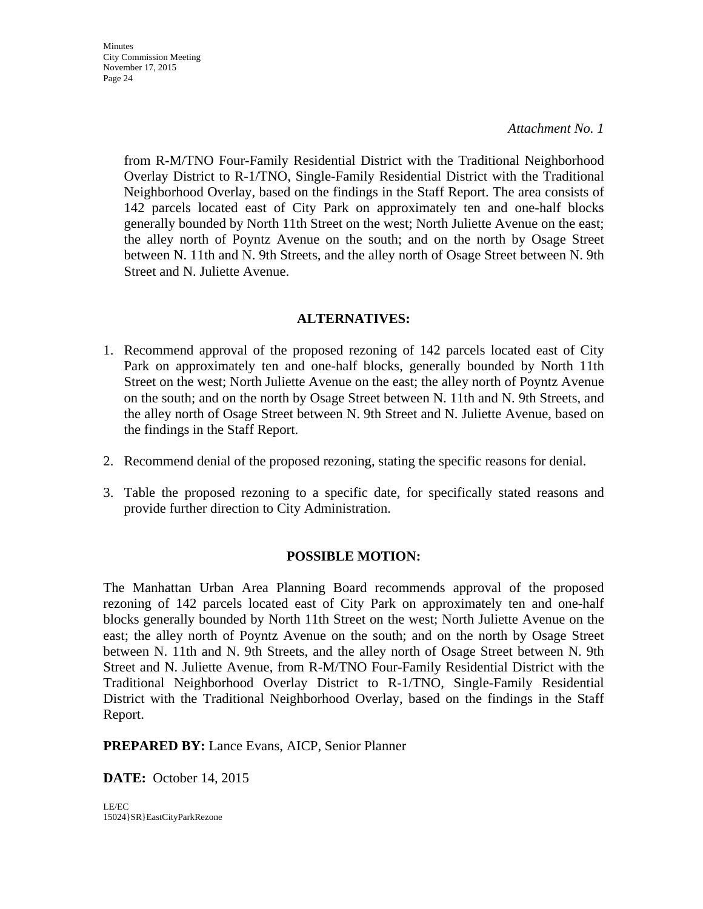*Attachment No. 1*

from R-M/TNO Four-Family Residential District with the Traditional Neighborhood Overlay District to R-1/TNO, Single-Family Residential District with the Traditional Neighborhood Overlay, based on the findings in the Staff Report. The area consists of 142 parcels located east of City Park on approximately ten and one-half blocks generally bounded by North 11th Street on the west; North Juliette Avenue on the east; the alley north of Poyntz Avenue on the south; and on the north by Osage Street between N. 11th and N. 9th Streets, and the alley north of Osage Street between N. 9th Street and N. Juliette Avenue.

**ALTERNATIVES:**

1. Recommend approval of the proposed rezoning of 142 parcels located east of City Park on approximately ten and one-half blocks, generally bounded by North 11th Street on the west; North Juliette Avenue on the east; the alley north of Poyntz Avenue on the south; and on the north by Osage Street between N. 11th and N. 9th Streets, and the alley north of Osage Street between N. 9th Street and N. Juliette Avenue, based on the findings in the Staff Report.

2. Recommend denial of the proposed rezoning, stating the specific reasons for denial.

3. Table the proposed rezoning to a specific date, for specifically stated reasons and provide further direction to City Administration.

**POSSIBLE MOTION:**

The Manhattan Urban Area Planning Board recommends approval of the proposed rezoning of 142 parcels located east of City Park on approximately ten and one-half blocks generally bounded by North 11th Street on the west; North Juliette Avenue on the east; the alley north of Poyntz Avenue on the south; and on the north by Osage Street between N. 11th and N. 9th Streets, and the alley north of Osage Street between N. 9th Street and N. Juliette Avenue, from R-M/TNO Four-Family Residential District with the Traditional Neighborhood Overlay District to R-1/TNO, Single-Family Residential District with the Traditional Neighborhood Overlay, based on the findings in the Staff Report.

**PREPARED BY:** Lance Evans, AICP, Senior Planner

**DATE:** October 14, 2015

LE/EC
15024}SR}EastCityParkRezone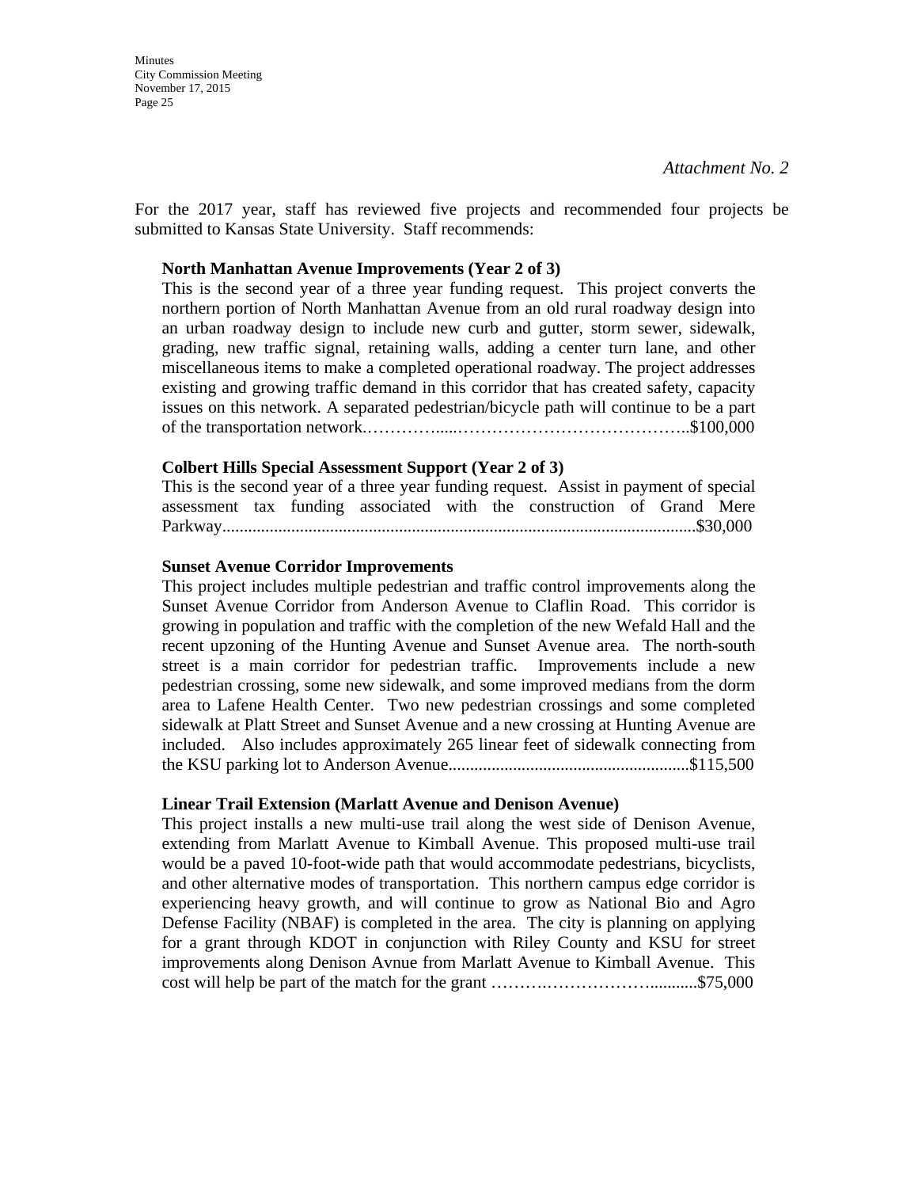*Attachment No. 2*

For the 2017 year, staff has reviewed five projects and recommended four projects be submitted to Kansas State University. Staff recommends:

**North Manhattan Avenue Improvements (Year 2 of 3)**
This is the second year of a three year funding request. This project converts the northern portion of North Manhattan Avenue from an old rural roadway design into an urban roadway design to include new curb and gutter, storm sewer, sidewalk, grading, new traffic signal, retaining walls, adding a center turn lane, and other miscellaneous items to make a completed operational roadway. The project addresses existing and growing traffic demand in this corridor that has created safety, capacity issues on this network. A separated pedestrian/bicycle path will continue to be a part of the transportation network.……………....…………………………………..$100,000

**Colbert Hills Special Assessment Support (Year 2 of 3)**
This is the second year of a three year funding request. Assist in payment of special assessment tax funding associated with the construction of Grand Mere Parkway.............................................................................................................$30,000

**Sunset Avenue Corridor Improvements**
This project includes multiple pedestrian and traffic control improvements along the Sunset Avenue Corridor from Anderson Avenue to Claflin Road. This corridor is growing in population and traffic with the completion of the new Wefald Hall and the recent upzoning of the Hunting Avenue and Sunset Avenue area. The north-south street is a main corridor for pedestrian traffic. Improvements include a new pedestrian crossing, some new sidewalk, and some improved medians from the dorm area to Lafene Health Center. Two new pedestrian crossings and some completed sidewalk at Platt Street and Sunset Avenue and a new crossing at Hunting Avenue are included. Also includes approximately 265 linear feet of sidewalk connecting from the KSU parking lot to Anderson Avenue.......................................................$115,500

**Linear Trail Extension (Marlatt Avenue and Denison Avenue)**
This project installs a new multi-use trail along the west side of Denison Avenue, extending from Marlatt Avenue to Kimball Avenue. This proposed multi-use trail would be a paved 10-foot-wide path that would accommodate pedestrians, bicyclists, and other alternative modes of transportation. This northern campus edge corridor is experiencing heavy growth, and will continue to grow as National Bio and Agro Defense Facility (NBAF) is completed in the area. The city is planning on applying for a grant through KDOT in conjunction with Riley County and KSU for street improvements along Denison Avnue from Marlatt Avenue to Kimball Avenue. This cost will help be part of the match for the grant ……….……………….........$75,000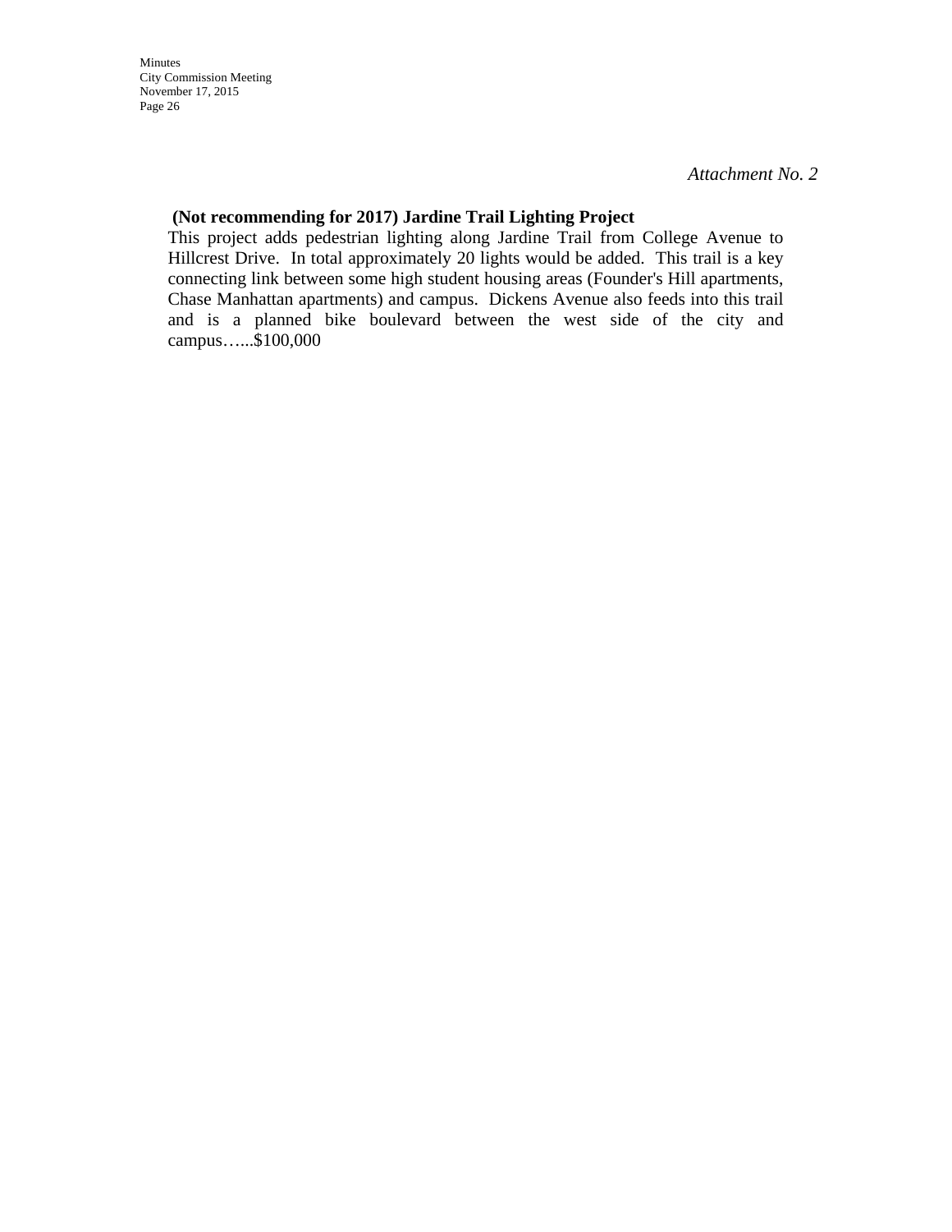*Attachment No. 2*

**(Not recommending for 2017) Jardine Trail Lighting Project**

This project adds pedestrian lighting along Jardine Trail from College Avenue to Hillcrest Drive. In total approximately 20 lights would be added. This trail is a key connecting link between some high student housing areas (Founder's Hill apartments, Chase Manhattan apartments) and campus. Dickens Avenue also feeds into this trail and is a planned bike boulevard between the west side of the city and campus…...$100,000